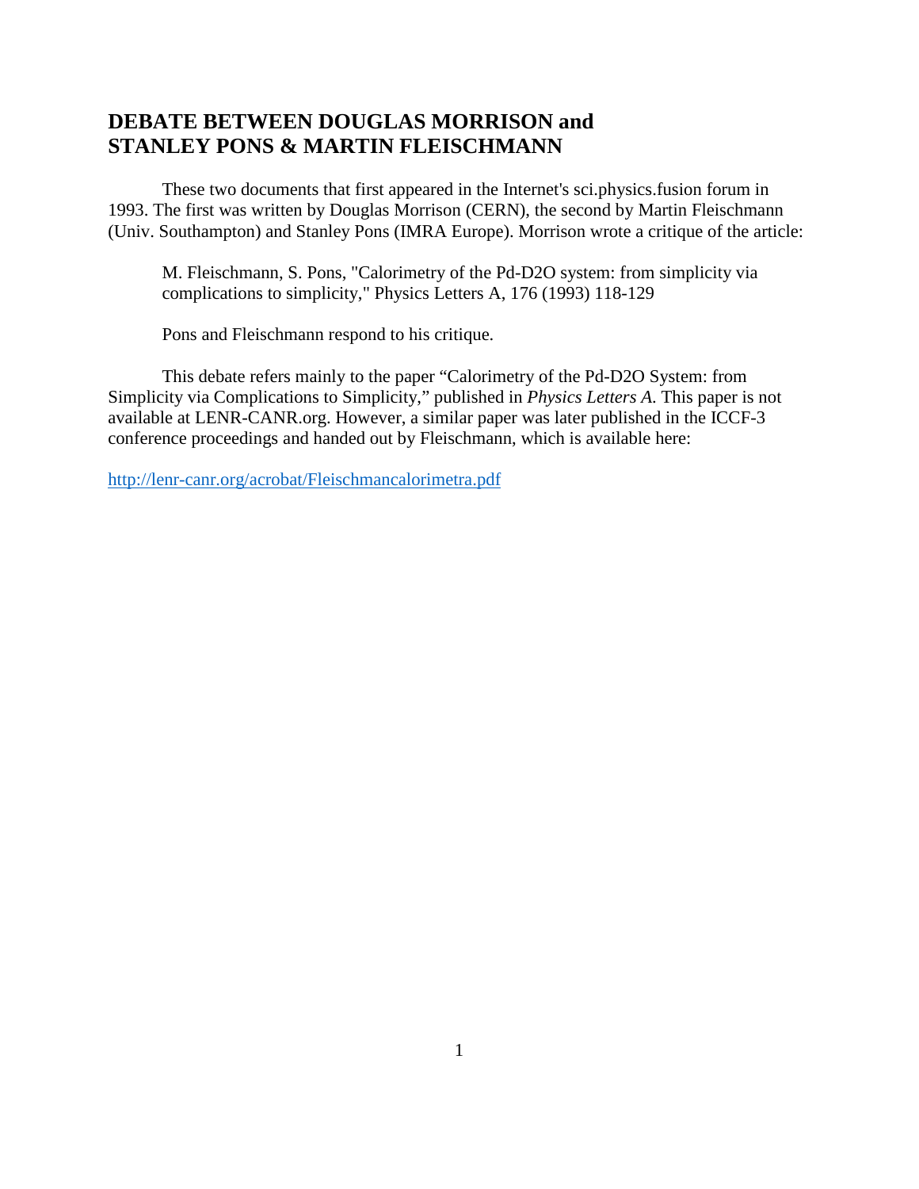# DEBATE BETWEEN DOUGLAS MORRISON and STANLEY PONS & MARTIN FLEISCHMANN

These two documents that first appeared in the Internet's sci.physics.fusion forum in 1993. The first was written by Douglas Morrison (CERN), the second by Martin Fleischmann (Univ. Southampton) and Stanley Pons (IMRA Europe). Morrison wrote a critique of the article:

> M. Fleischmann, S. Pons, "Calorimetry of the Pd-D2O system: from simplicity via complications to simplicity," Physics Letters A, 176 (1993) 118-129
>
> Pons and Fleischmann respond to his critique.

This debate refers mainly to the paper "Calorimetry of the Pd-D2O System: from Simplicity via Complications to Simplicity," published in *Physics Letters A.* This paper is not available at LENR-CANR.org. However, a similar paper was later published in the ICCF-3 conference proceedings and handed out by Fleischmann, which is available here:

http://lenr-canr.org/acrobat/Fleischmancalorimetra.pdf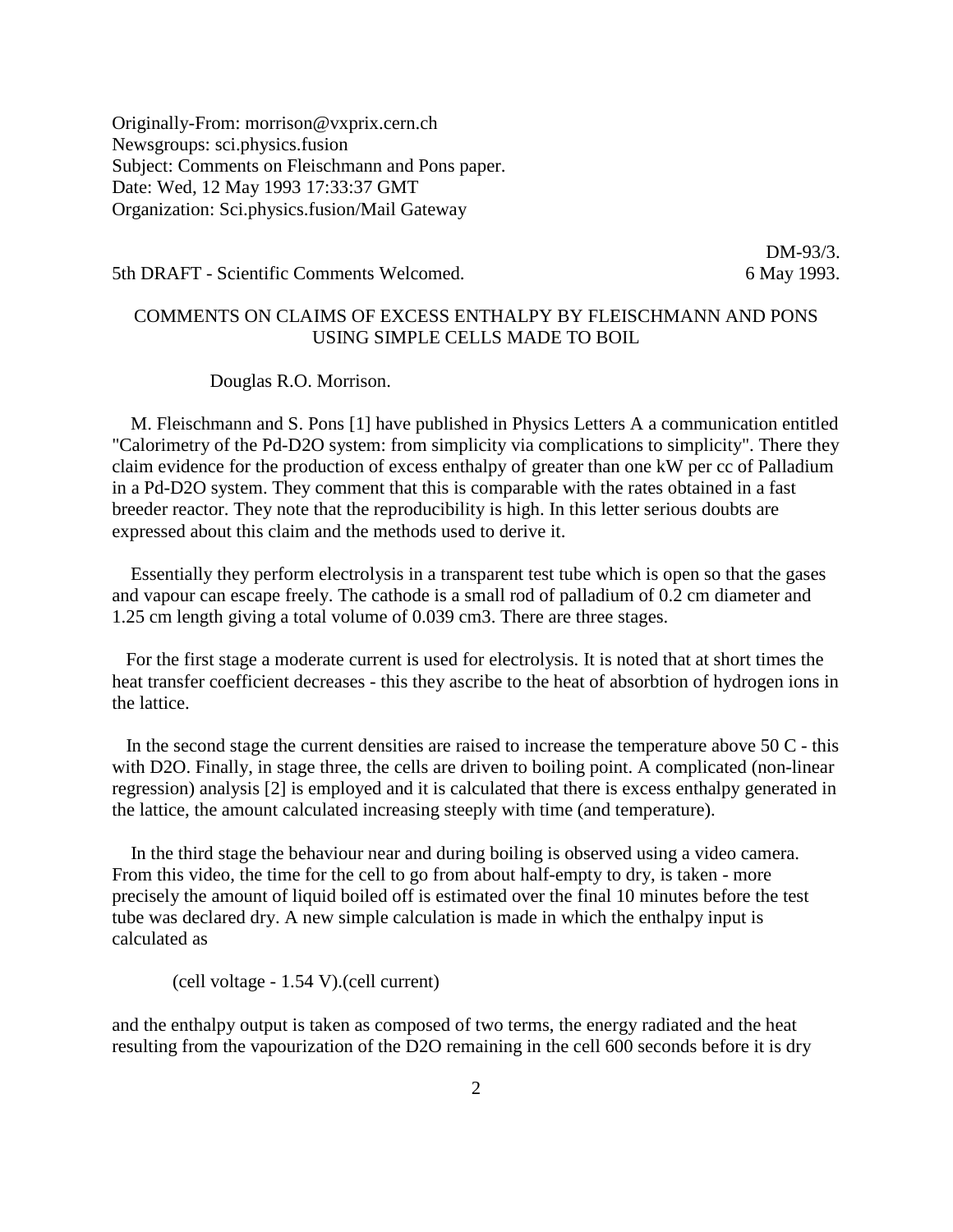Originally-From: morrison@vxprix.cern.ch
Newsgroups: sci.physics.fusion
Subject: Comments on Fleischmann and Pons paper.
Date: Wed, 12 May 1993 17:33:37 GMT
Organization: Sci.physics.fusion/Mail Gateway

DM-93/3.

5th DRAFT - Scientific Comments Welcomed. 6 May 1993.

COMMENTS ON CLAIMS OF EXCESS ENTHALPY BY FLEISCHMANN AND PONS USING SIMPLE CELLS MADE TO BOIL

Douglas R.O. Morrison.

M. Fleischmann and S. Pons [1] have published in Physics Letters A a communication entitled "Calorimetry of the Pd-D2O system: from simplicity via complications to simplicity". There they claim evidence for the production of excess enthalpy of greater than one kW per cc of Palladium in a Pd-D2O system. They comment that this is comparable with the rates obtained in a fast breeder reactor. They note that the reproducibility is high. In this letter serious doubts are expressed about this claim and the methods used to derive it.

Essentially they perform electrolysis in a transparent test tube which is open so that the gases and vapour can escape freely. The cathode is a small rod of palladium of 0.2 cm diameter and 1.25 cm length giving a total volume of 0.039 cm3. There are three stages.

For the first stage a moderate current is used for electrolysis. It is noted that at short times the heat transfer coefficient decreases - this they ascribe to the heat of absorbtion of hydrogen ions in the lattice.

In the second stage the current densities are raised to increase the temperature above 50 C - this with D2O. Finally, in stage three, the cells are driven to boiling point. A complicated (non-linear regression) analysis [2] is employed and it is calculated that there is excess enthalpy generated in the lattice, the amount calculated increasing steeply with time (and temperature).

In the third stage the behaviour near and during boiling is observed using a video camera. From this video, the time for the cell to go from about half-empty to dry, is taken - more precisely the amount of liquid boiled off is estimated over the final 10 minutes before the test tube was declared dry. A new simple calculation is made in which the enthalpy input is calculated as

(cell voltage - 1.54 V).(cell current)

and the enthalpy output is taken as composed of two terms, the energy radiated and the heat resulting from the vapourization of the D2O remaining in the cell 600 seconds before it is dry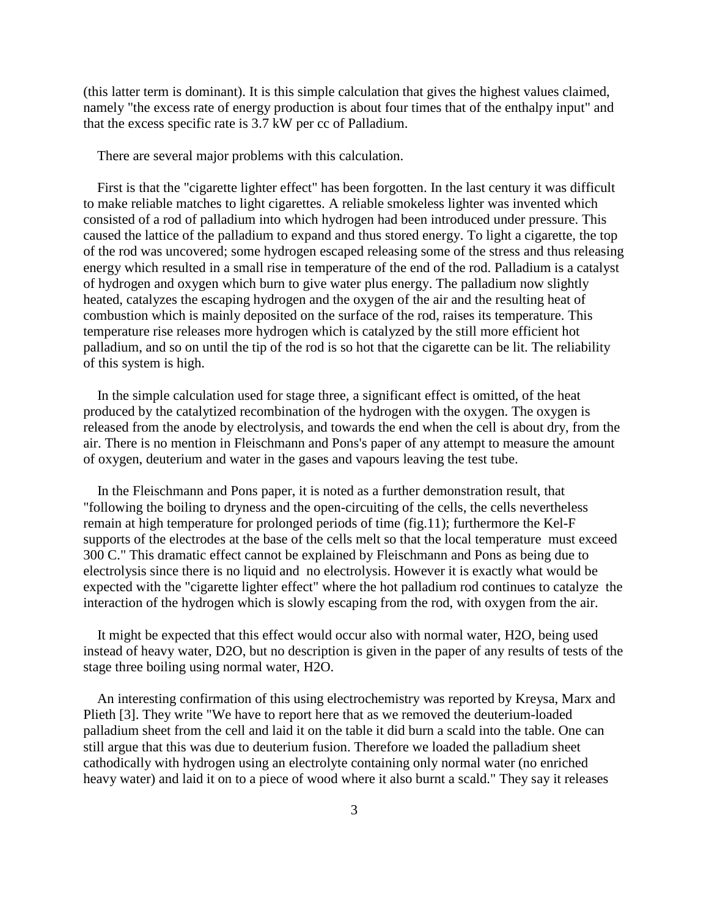(this latter term is dominant). It is this simple calculation that gives the highest values claimed, namely "the excess rate of energy production is about four times that of the enthalpy input" and that the excess specific rate is 3.7 kW per cc of Palladium.

There are several major problems with this calculation.

First is that the "cigarette lighter effect" has been forgotten. In the last century it was difficult to make reliable matches to light cigarettes. A reliable smokeless lighter was invented which consisted of a rod of palladium into which hydrogen had been introduced under pressure. This caused the lattice of the palladium to expand and thus stored energy. To light a cigarette, the top of the rod was uncovered; some hydrogen escaped releasing some of the stress and thus releasing energy which resulted in a small rise in temperature of the end of the rod. Palladium is a catalyst of hydrogen and oxygen which burn to give water plus energy. The palladium now slightly heated, catalyzes the escaping hydrogen and the oxygen of the air and the resulting heat of combustion which is mainly deposited on the surface of the rod, raises its temperature. This temperature rise releases more hydrogen which is catalyzed by the still more efficient hot palladium, and so on until the tip of the rod is so hot that the cigarette can be lit. The reliability of this system is high.

In the simple calculation used for stage three, a significant effect is omitted, of the heat produced by the catalytized recombination of the hydrogen with the oxygen. The oxygen is released from the anode by electrolysis, and towards the end when the cell is about dry, from the air. There is no mention in Fleischmann and Pons's paper of any attempt to measure the amount of oxygen, deuterium and water in the gases and vapours leaving the test tube.

In the Fleischmann and Pons paper, it is noted as a further demonstration result, that "following the boiling to dryness and the open-circuiting of the cells, the cells nevertheless remain at high temperature for prolonged periods of time (fig.11); furthermore the Kel-F supports of the electrodes at the base of the cells melt so that the local temperature must exceed 300 C." This dramatic effect cannot be explained by Fleischmann and Pons as being due to electrolysis since there is no liquid and no electrolysis. However it is exactly what would be expected with the "cigarette lighter effect" where the hot palladium rod continues to catalyze the interaction of the hydrogen which is slowly escaping from the rod, with oxygen from the air.

It might be expected that this effect would occur also with normal water, $H_2O$, being used instead of heavy water, $D_2O$, but no description is given in the paper of any results of tests of the stage three boiling using normal water, $H_2O$.

An interesting confirmation of this using electrochemistry was reported by Kreysa, Marx and Plieth [3]. They write "We have to report here that as we removed the deuterium-loaded palladium sheet from the cell and laid it on the table it did burn a scald into the table. One can still argue that this was due to deuterium fusion. Therefore we loaded the palladium sheet cathodically with hydrogen using an electrolyte containing only normal water (no enriched heavy water) and laid it on to a piece of wood where it also burnt a scald." They say it releases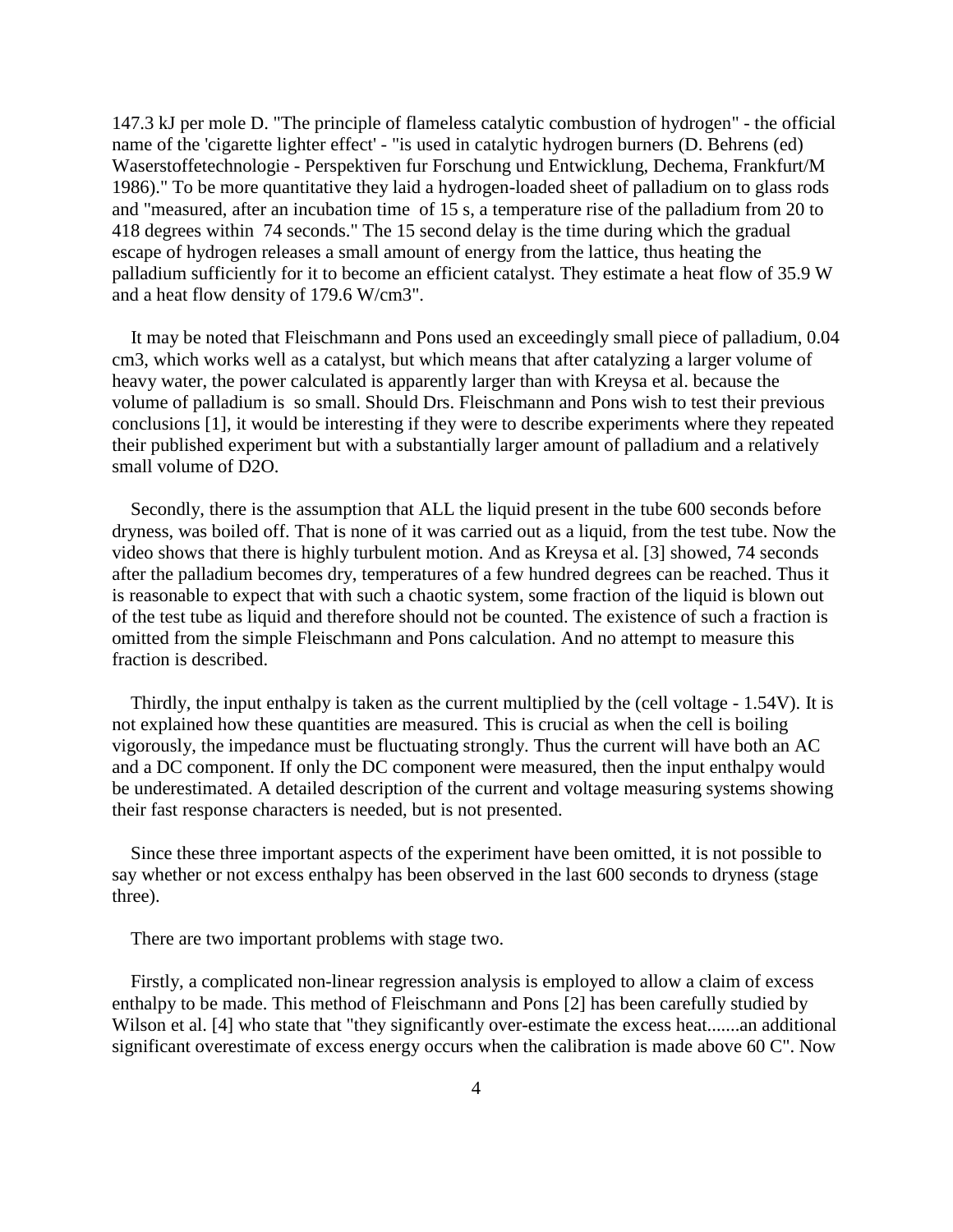147.3 kJ per mole D. "The principle of flameless catalytic combustion of hydrogen" - the official name of the 'cigarette lighter effect' - "is used in catalytic hydrogen burners (D. Behrens (ed) Waserstoffetechnologie - Perspektiven fur Forschung und Entwicklung, Dechema, Frankfurt/M 1986)." To be more quantitative they laid a hydrogen-loaded sheet of palladium on to glass rods and "measured, after an incubation time of 15 s, a temperature rise of the palladium from 20 to 418 degrees within 74 seconds." The 15 second delay is the time during which the gradual escape of hydrogen releases a small amount of energy from the lattice, thus heating the palladium sufficiently for it to become an efficient catalyst. They estimate a heat flow of 35.9 W and a heat flow density of 179.6 W/cm3".

It may be noted that Fleischmann and Pons used an exceedingly small piece of palladium, 0.04 cm3, which works well as a catalyst, but which means that after catalyzing a larger volume of heavy water, the power calculated is apparently larger than with Kreysa et al. because the volume of palladium is so small. Should Drs. Fleischmann and Pons wish to test their previous conclusions [1], it would be interesting if they were to describe experiments where they repeated their published experiment but with a substantially larger amount of palladium and a relatively small volume of D2O.

Secondly, there is the assumption that ALL the liquid present in the tube 600 seconds before dryness, was boiled off. That is none of it was carried out as a liquid, from the test tube. Now the video shows that there is highly turbulent motion. And as Kreysa et al. [3] showed, 74 seconds after the palladium becomes dry, temperatures of a few hundred degrees can be reached. Thus it is reasonable to expect that with such a chaotic system, some fraction of the liquid is blown out of the test tube as liquid and therefore should not be counted. The existence of such a fraction is omitted from the simple Fleischmann and Pons calculation. And no attempt to measure this fraction is described.

Thirdly, the input enthalpy is taken as the current multiplied by the (cell voltage - 1.54V). It is not explained how these quantities are measured. This is crucial as when the cell is boiling vigorously, the impedance must be fluctuating strongly. Thus the current will have both an AC and a DC component. If only the DC component were measured, then the input enthalpy would be underestimated. A detailed description of the current and voltage measuring systems showing their fast response characters is needed, but is not presented.

Since these three important aspects of the experiment have been omitted, it is not possible to say whether or not excess enthalpy has been observed in the last 600 seconds to dryness (stage three).

There are two important problems with stage two.

Firstly, a complicated non-linear regression analysis is employed to allow a claim of excess enthalpy to be made. This method of Fleischmann and Pons [2] has been carefully studied by Wilson et al. [4] who state that "they significantly over-estimate the excess heat.......an additional significant overestimate of excess energy occurs when the calibration is made above 60 C". Now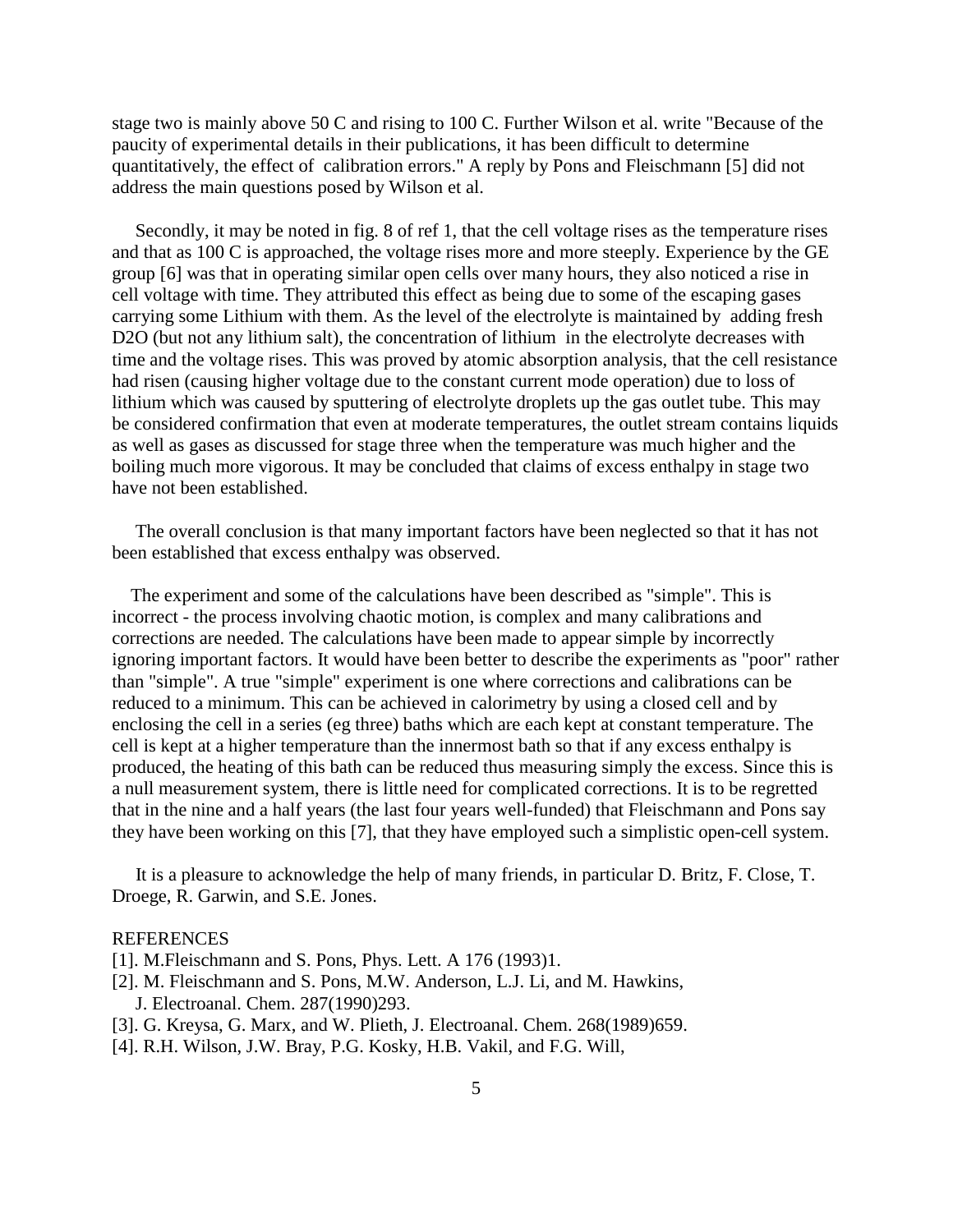stage two is mainly above 50 C and rising to 100 C. Further Wilson et al. write "Because of the paucity of experimental details in their publications, it has been difficult to determine quantitatively, the effect of calibration errors." A reply by Pons and Fleischmann [5] did not address the main questions posed by Wilson et al.

Secondly, it may be noted in fig. 8 of ref 1, that the cell voltage rises as the temperature rises and that as 100 C is approached, the voltage rises more and more steeply. Experience by the GE group [6] was that in operating similar open cells over many hours, they also noticed a rise in cell voltage with time. They attributed this effect as being due to some of the escaping gases carrying some Lithium with them. As the level of the electrolyte is maintained by adding fresh $D_2O$ (but not any lithium salt), the concentration of lithium in the electrolyte decreases with time and the voltage rises. This was proved by atomic absorption analysis, that the cell resistance had risen (causing higher voltage due to the constant current mode operation) due to loss of lithium which was caused by sputtering of electrolyte droplets up the gas outlet tube. This may be considered confirmation that even at moderate temperatures, the outlet stream contains liquids as well as gases as discussed for stage three when the temperature was much higher and the boiling much more vigorous. It may be concluded that claims of excess enthalpy in stage two have not been established.

The overall conclusion is that many important factors have been neglected so that it has not been established that excess enthalpy was observed.

The experiment and some of the calculations have been described as "simple". This is incorrect - the process involving chaotic motion, is complex and many calibrations and corrections are needed. The calculations have been made to appear simple by incorrectly ignoring important factors. It would have been better to describe the experiments as "poor" rather than "simple". A true "simple" experiment is one where corrections and calibrations can be reduced to a minimum. This can be achieved in calorimetry by using a closed cell and by enclosing the cell in a series (eg three) baths which are each kept at constant temperature. The cell is kept at a higher temperature than the innermost bath so that if any excess enthalpy is produced, the heating of this bath can be reduced thus measuring simply the excess. Since this is a null measurement system, there is little need for complicated corrections. It is to be regretted that in the nine and a half years (the last four years well-funded) that Fleischmann and Pons say they have been working on this [7], that they have employed such a simplistic open-cell system.

It is a pleasure to acknowledge the help of many friends, in particular D. Britz, F. Close, T. Droege, R. Garwin, and S.E. Jones.

REFERENCES

[1]. M.Fleischmann and S. Pons, Phys. Lett. A 176 (1993)1.

[2]. M. Fleischmann and S. Pons, M.W. Anderson, L.J. Li, and M. Hawkins, J. Electroanal. Chem. 287(1990)293.

[3]. G. Kreysa, G. Marx, and W. Plieth, J. Electroanal. Chem. 268(1989)659.

[4]. R.H. Wilson, J.W. Bray, P.G. Kosky, H.B. Vakil, and F.G. Will,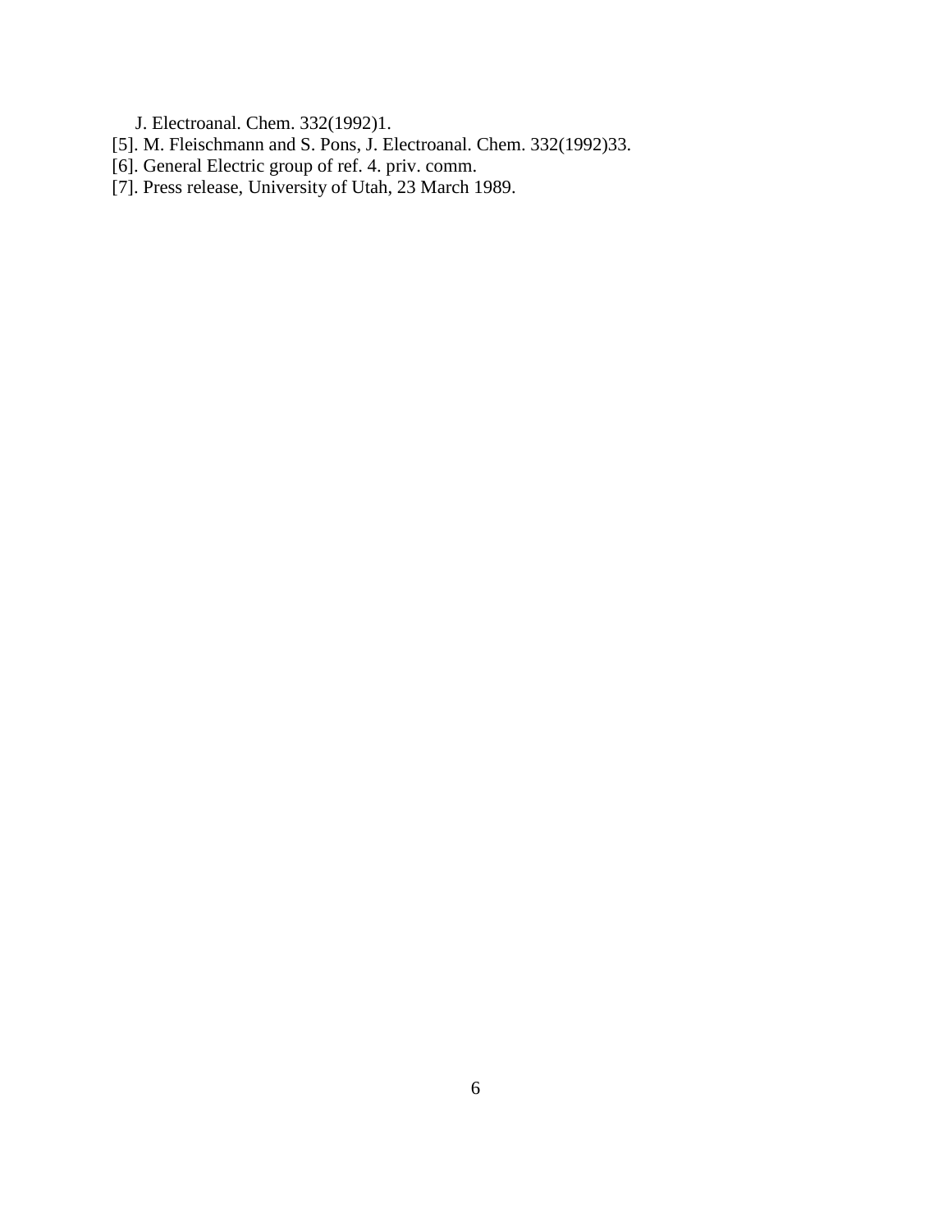J. Electroanal. Chem. 332(1992)1.

[5]. M. Fleischmann and S. Pons, J. Electroanal. Chem. 332(1992)33.

[6]. General Electric group of ref. 4. priv. comm.

[7]. Press release, University of Utah, 23 March 1989.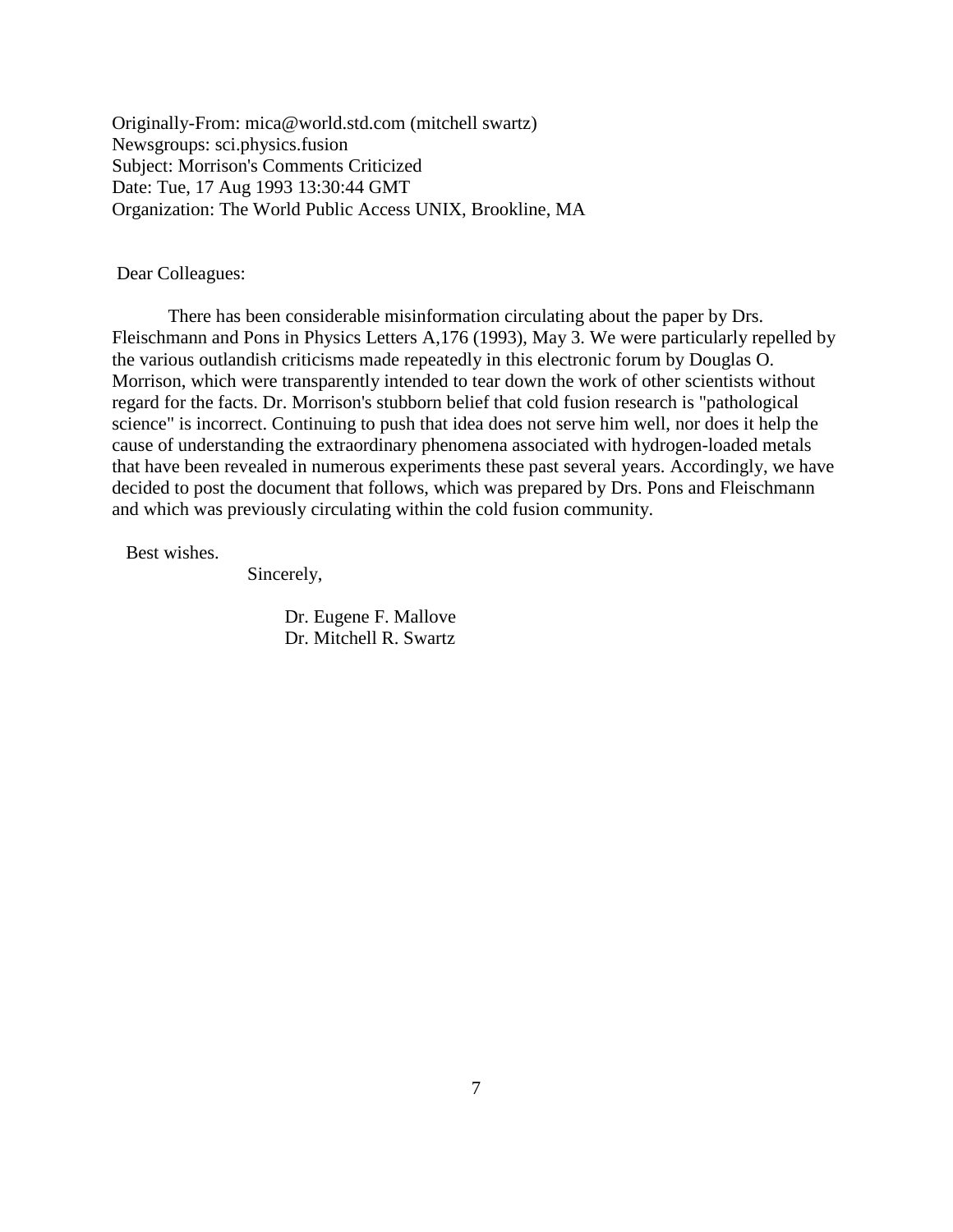Originally-From: mica@world.std.com (mitchell swartz)
Newsgroups: sci.physics.fusion
Subject: Morrison's Comments Criticized
Date: Tue, 17 Aug 1993 13:30:44 GMT
Organization: The World Public Access UNIX, Brookline, MA

Dear Colleagues:

There has been considerable misinformation circulating about the paper by Drs. Fleischmann and Pons in Physics Letters A,176 (1993), May 3. We were particularly repelled by the various outlandish criticisms made repeatedly in this electronic forum by Douglas O. Morrison, which were transparently intended to tear down the work of other scientists without regard for the facts. Dr. Morrison's stubborn belief that cold fusion research is "pathological science" is incorrect. Continuing to push that idea does not serve him well, nor does it help the cause of understanding the extraordinary phenomena associated with hydrogen-loaded metals that have been revealed in numerous experiments these past several years. Accordingly, we have decided to post the document that follows, which was prepared by Drs. Pons and Fleischmann and which was previously circulating within the cold fusion community.

Best wishes.

Sincerely,

Dr. Eugene F. Mallove
Dr. Mitchell R. Swartz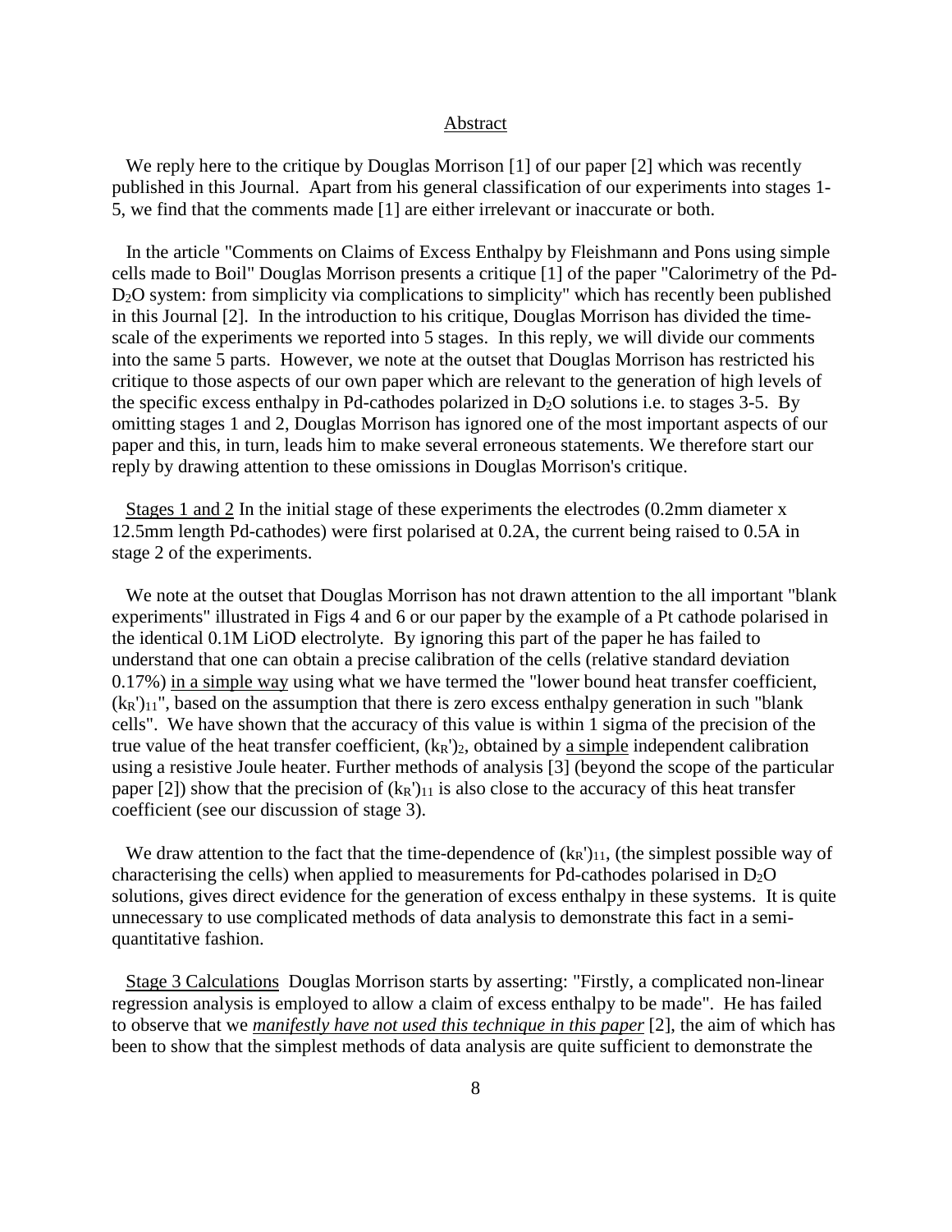## Abstract

We reply here to the critique by Douglas Morrison [1] of our paper [2] which was recently published in this Journal. Apart from his general classification of our experiments into stages 1-5, we find that the comments made [1] are either irrelevant or inaccurate or both.

In the article "Comments on Claims of Excess Enthalpy by Fleishmann and Pons using simple cells made to Boil" Douglas Morrison presents a critique [1] of the paper "Calorimetry of the Pd-$D_2O$ system: from simplicity via complications to simplicity" which has recently been published in this Journal [2]. In the introduction to his critique, Douglas Morrison has divided the time-scale of the experiments we reported into 5 stages. In this reply, we will divide our comments into the same 5 parts. However, we note at the outset that Douglas Morrison has restricted his critique to those aspects of our own paper which are relevant to the generation of high levels of the specific excess enthalpy in Pd-cathodes polarized in $D_2O$ solutions i.e. to stages 3-5. By omitting stages 1 and 2, Douglas Morrison has ignored one of the most important aspects of our paper and this, in turn, leads him to make several erroneous statements. We therefore start our reply by drawing attention to these omissions in Douglas Morrison's critique.

Stages 1 and 2 In the initial stage of these experiments the electrodes (0.2mm diameter x 12.5mm length Pd-cathodes) were first polarised at 0.2A, the current being raised to 0.5A in stage 2 of the experiments.

We note at the outset that Douglas Morrison has not drawn attention to the all important "blank experiments" illustrated in Figs 4 and 6 or our paper by the example of a Pt cathode polarised in the identical 0.1M LiOD electrolyte. By ignoring this part of the paper he has failed to understand that one can obtain a precise calibration of the cells (relative standard deviation 0.17%) in a simple way using what we have termed the "lower bound heat transfer coefficient, $(k_R')_{11}$", based on the assumption that there is zero excess enthalpy generation in such "blank cells". We have shown that the accuracy of this value is within 1 sigma of the precision of the true value of the heat transfer coefficient, $(k_R')_2$, obtained by a simple independent calibration using a resistive Joule heater. Further methods of analysis [3] (beyond the scope of the particular paper [2]) show that the precision of $(k_R')_{11}$ is also close to the accuracy of this heat transfer coefficient (see our discussion of stage 3).

We draw attention to the fact that the time-dependence of $(k_R')_{11}$, (the simplest possible way of characterising the cells) when applied to measurements for Pd-cathodes polarised in $D_2O$ solutions, gives direct evidence for the generation of excess enthalpy in these systems. It is quite unnecessary to use complicated methods of data analysis to demonstrate this fact in a semi-quantitative fashion.

Stage 3 Calculations Douglas Morrison starts by asserting: "Firstly, a complicated non-linear regression analysis is employed to allow a claim of excess enthalpy to be made". He has failed to observe that we ***manifestly have not used this technique in this paper*** [2], the aim of which has been to show that the simplest methods of data analysis are quite sufficient to demonstrate the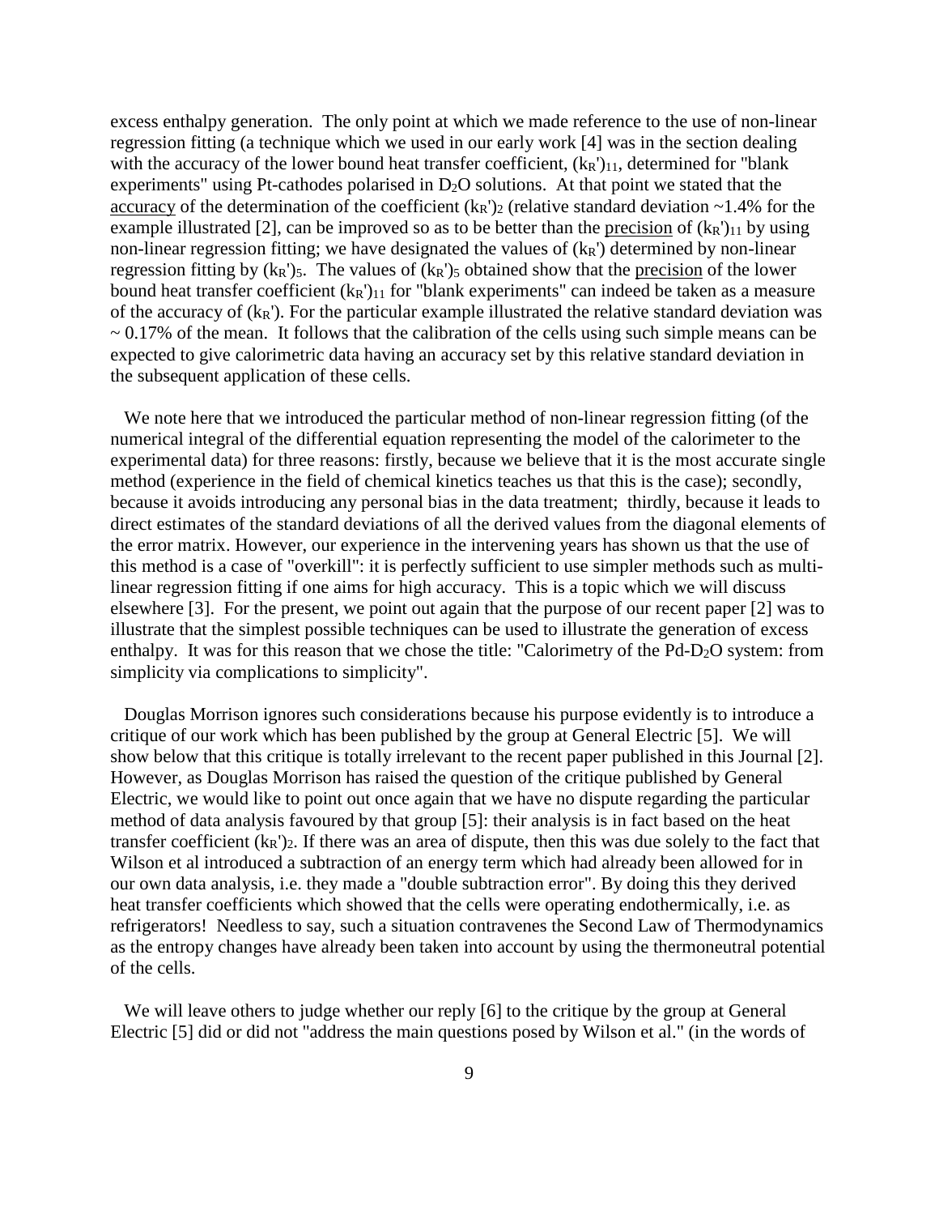excess enthalpy generation. The only point at which we made reference to the use of non-linear regression fitting (a technique which we used in our early work [4] was in the section dealing with the accuracy of the lower bound heat transfer coefficient, $(k_R')_{11}$, determined for "blank experiments" using Pt-cathodes polarised in $D_2O$ solutions. At that point we stated that the accuracy of the determination of the coefficient $(k_R')_2$ (relative standard deviation ~1.4% for the example illustrated [2], can be improved so as to be better than the precision of $(k_R')_{11}$ by using non-linear regression fitting; we have designated the values of $(k_R')$ determined by non-linear regression fitting by $(k_R')_5$. The values of $(k_R')_5$ obtained show that the precision of the lower bound heat transfer coefficient $(k_R')_{11}$ for "blank experiments" can indeed be taken as a measure of the accuracy of $(k_R')$. For the particular example illustrated the relative standard deviation was ~ 0.17% of the mean. It follows that the calibration of the cells using such simple means can be expected to give calorimetric data having an accuracy set by this relative standard deviation in the subsequent application of these cells.

We note here that we introduced the particular method of non-linear regression fitting (of the numerical integral of the differential equation representing the model of the calorimeter to the experimental data) for three reasons: firstly, because we believe that it is the most accurate single method (experience in the field of chemical kinetics teaches us that this is the case); secondly, because it avoids introducing any personal bias in the data treatment; thirdly, because it leads to direct estimates of the standard deviations of all the derived values from the diagonal elements of the error matrix. However, our experience in the intervening years has shown us that the use of this method is a case of "overkill": it is perfectly sufficient to use simpler methods such as multi-linear regression fitting if one aims for high accuracy. This is a topic which we will discuss elsewhere [3]. For the present, we point out again that the purpose of our recent paper [2] was to illustrate that the simplest possible techniques can be used to illustrate the generation of excess enthalpy. It was for this reason that we chose the title: "Calorimetry of the Pd-$D_2O$ system: from simplicity via complications to simplicity".

Douglas Morrison ignores such considerations because his purpose evidently is to introduce a critique of our work which has been published by the group at General Electric [5]. We will show below that this critique is totally irrelevant to the recent paper published in this Journal [2]. However, as Douglas Morrison has raised the question of the critique published by General Electric, we would like to point out once again that we have no dispute regarding the particular method of data analysis favoured by that group [5]: their analysis is in fact based on the heat transfer coefficient $(k_R')_2$. If there was an area of dispute, then this was due solely to the fact that Wilson et al introduced a subtraction of an energy term which had already been allowed for in our own data analysis, i.e. they made a "double subtraction error". By doing this they derived heat transfer coefficients which showed that the cells were operating endothermically, i.e. as refrigerators! Needless to say, such a situation contravenes the Second Law of Thermodynamics as the entropy changes have already been taken into account by using the thermoneutral potential of the cells.

We will leave others to judge whether our reply [6] to the critique by the group at General Electric [5] did or did not "address the main questions posed by Wilson et al." (in the words of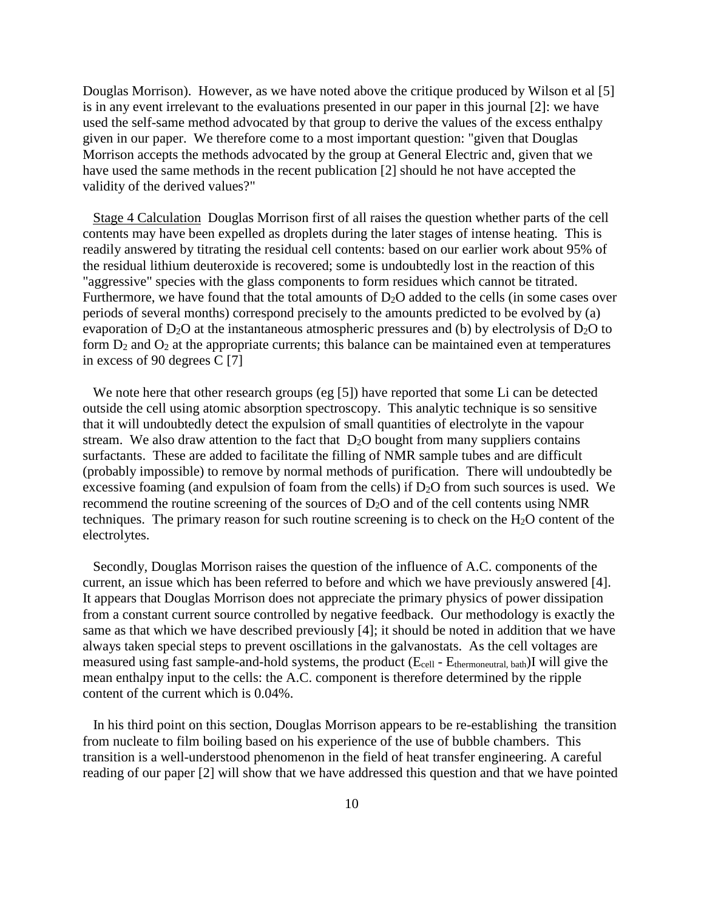Douglas Morrison). However, as we have noted above the critique produced by Wilson et al [5] is in any event irrelevant to the evaluations presented in our paper in this journal [2]: we have used the self-same method advocated by that group to derive the values of the excess enthalpy given in our paper. We therefore come to a most important question: "given that Douglas Morrison accepts the methods advocated by the group at General Electric and, given that we have used the same methods in the recent publication [2] should he not have accepted the validity of the derived values?"

Stage 4 Calculation Douglas Morrison first of all raises the question whether parts of the cell contents may have been expelled as droplets during the later stages of intense heating. This is readily answered by titrating the residual cell contents: based on our earlier work about 95% of the residual lithium deuteroxide is recovered; some is undoubtedly lost in the reaction of this "aggressive" species with the glass components to form residues which cannot be titrated. Furthermore, we have found that the total amounts of $D_2O$ added to the cells (in some cases over periods of several months) correspond precisely to the amounts predicted to be evolved by (a) evaporation of $D_2O$ at the instantaneous atmospheric pressures and (b) by electrolysis of $D_2O$ to form $D_2$ and $O_2$ at the appropriate currents; this balance can be maintained even at temperatures in excess of 90 degrees C [7]

We note here that other research groups (eg [5]) have reported that some Li can be detected outside the cell using atomic absorption spectroscopy. This analytic technique is so sensitive that it will undoubtedly detect the expulsion of small quantities of electrolyte in the vapour stream. We also draw attention to the fact that $D_2O$ bought from many suppliers contains surfactants. These are added to facilitate the filling of NMR sample tubes and are difficult (probably impossible) to remove by normal methods of purification. There will undoubtedly be excessive foaming (and expulsion of foam from the cells) if $D_2O$ from such sources is used. We recommend the routine screening of the sources of $D_2O$ and of the cell contents using NMR techniques. The primary reason for such routine screening is to check on the $H_2O$ content of the electrolytes.

Secondly, Douglas Morrison raises the question of the influence of A.C. components of the current, an issue which has been referred to before and which we have previously answered [4]. It appears that Douglas Morrison does not appreciate the primary physics of power dissipation from a constant current source controlled by negative feedback. Our methodology is exactly the same as that which we have described previously [4]; it should be noted in addition that we have always taken special steps to prevent oscillations in the galvanostats. As the cell voltages are measured using fast sample-and-hold systems, the product $(E_{cell} - E_{thermoneutral,\ bath})I$ will give the mean enthalpy input to the cells: the A.C. component is therefore determined by the ripple content of the current which is 0.04%.

In his third point on this section, Douglas Morrison appears to be re-establishing the transition from nucleate to film boiling based on his experience of the use of bubble chambers. This transition is a well-understood phenomenon in the field of heat transfer engineering. A careful reading of our paper [2] will show that we have addressed this question and that we have pointed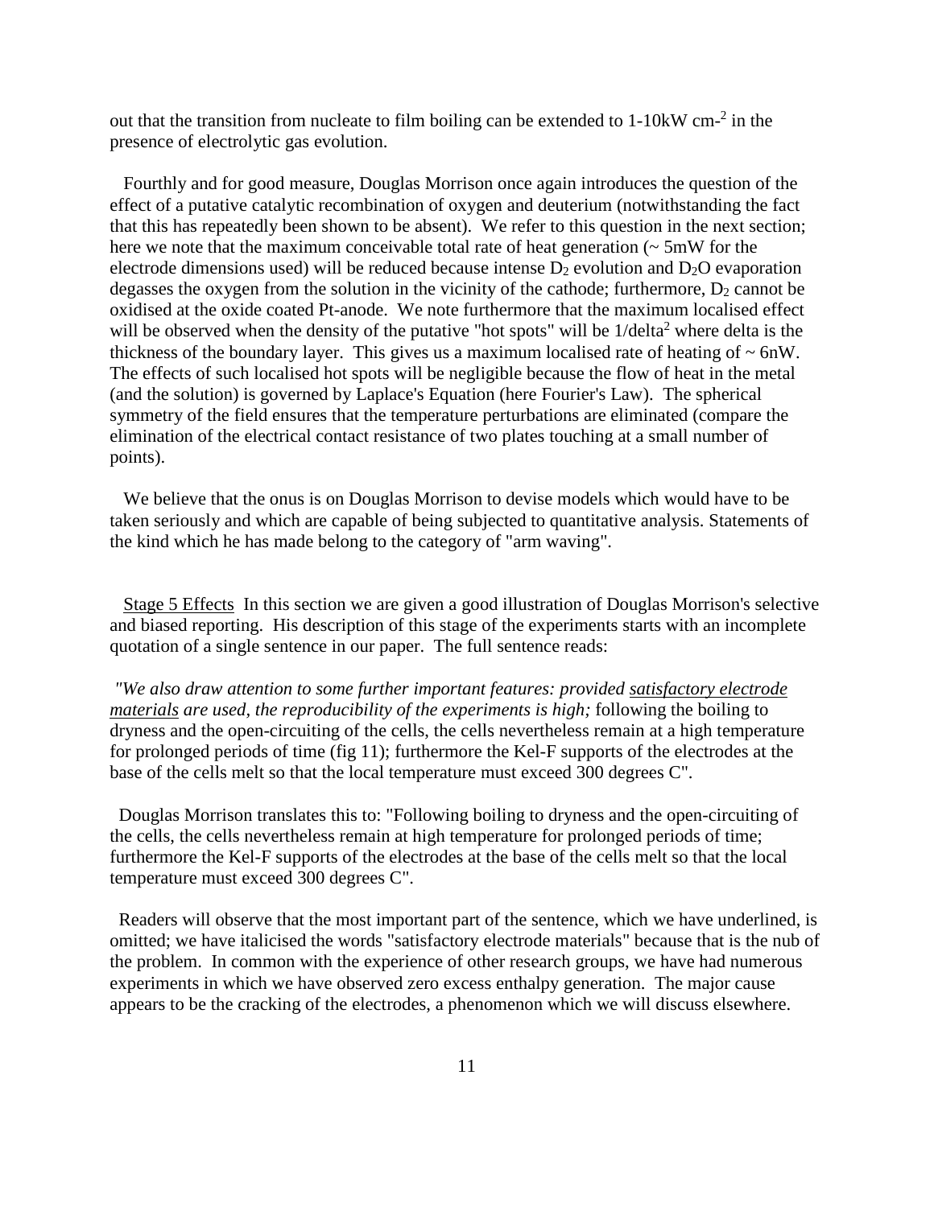out that the transition from nucleate to film boiling can be extended to 1-10kW cm-$^2$ in the presence of electrolytic gas evolution.

Fourthly and for good measure, Douglas Morrison once again introduces the question of the effect of a putative catalytic recombination of oxygen and deuterium (notwithstanding the fact that this has repeatedly been shown to be absent). We refer to this question in the next section; here we note that the maximum conceivable total rate of heat generation (~ 5mW for the electrode dimensions used) will be reduced because intense $D_2$ evolution and $D_2O$ evaporation degasses the oxygen from the solution in the vicinity of the cathode; furthermore, $D_2$ cannot be oxidised at the oxide coated Pt-anode. We note furthermore that the maximum localised effect will be observed when the density of the putative "hot spots" will be 1/delta$^2$ where delta is the thickness of the boundary layer. This gives us a maximum localised rate of heating of ~ 6nW. The effects of such localised hot spots will be negligible because the flow of heat in the metal (and the solution) is governed by Laplace's Equation (here Fourier's Law). The spherical symmetry of the field ensures that the temperature perturbations are eliminated (compare the elimination of the electrical contact resistance of two plates touching at a small number of points).

We believe that the onus is on Douglas Morrison to devise models which would have to be taken seriously and which are capable of being subjected to quantitative analysis. Statements of the kind which he has made belong to the category of "arm waving".

<u>Stage 5 Effects</u> In this section we are given a good illustration of Douglas Morrison's selective and biased reporting. His description of this stage of the experiments starts with an incomplete quotation of a single sentence in our paper. The full sentence reads:

*"We also draw attention to some further important features: provided <u>satisfactory electrode materials</u> are used, the reproducibility of the experiments is high;* following the boiling to dryness and the open-circuiting of the cells, the cells nevertheless remain at a high temperature for prolonged periods of time (fig 11); furthermore the Kel-F supports of the electrodes at the base of the cells melt so that the local temperature must exceed 300 degrees C".

Douglas Morrison translates this to: "Following boiling to dryness and the open-circuiting of the cells, the cells nevertheless remain at high temperature for prolonged periods of time; furthermore the Kel-F supports of the electrodes at the base of the cells melt so that the local temperature must exceed 300 degrees C".

Readers will observe that the most important part of the sentence, which we have underlined, is omitted; we have italicised the words "satisfactory electrode materials" because that is the nub of the problem. In common with the experience of other research groups, we have had numerous experiments in which we have observed zero excess enthalpy generation. The major cause appears to be the cracking of the electrodes, a phenomenon which we will discuss elsewhere.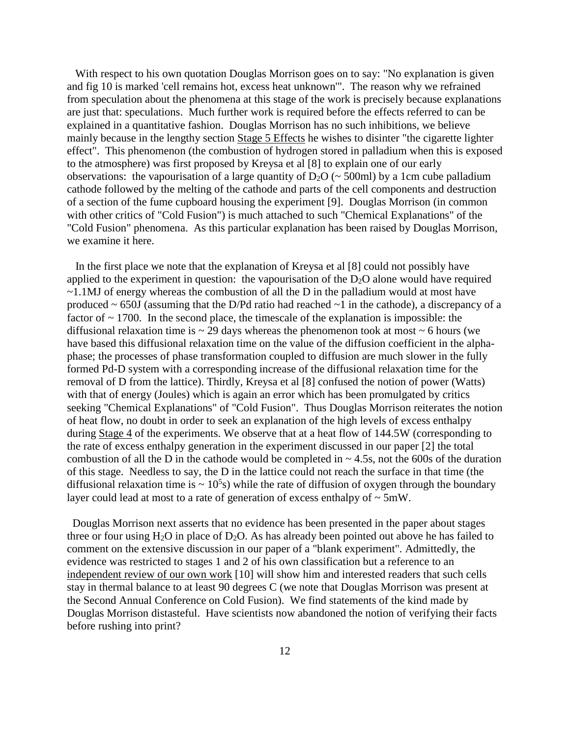With respect to his own quotation Douglas Morrison goes on to say: "No explanation is given and fig 10 is marked 'cell remains hot, excess heat unknown'". The reason why we refrained from speculation about the phenomena at this stage of the work is precisely because explanations are just that: speculations. Much further work is required before the effects referred to can be explained in a quantitative fashion. Douglas Morrison has no such inhibitions, we believe mainly because in the lengthy section Stage 5 Effects he wishes to disinter "the cigarette lighter effect". This phenomenon (the combustion of hydrogen stored in palladium when this is exposed to the atmosphere) was first proposed by Kreysa et al [8] to explain one of our early observations: the vapourisation of a large quantity of $D_2O$ (~ 500ml) by a 1cm cube palladium cathode followed by the melting of the cathode and parts of the cell components and destruction of a section of the fume cupboard housing the experiment [9]. Douglas Morrison (in common with other critics of "Cold Fusion") is much attached to such "Chemical Explanations" of the "Cold Fusion" phenomena. As this particular explanation has been raised by Douglas Morrison, we examine it here.

In the first place we note that the explanation of Kreysa et al [8] could not possibly have applied to the experiment in question: the vapourisation of the $D_2O$ alone would have required ~1.1MJ of energy whereas the combustion of all the D in the palladium would at most have produced ~ 650J (assuming that the D/Pd ratio had reached ~1 in the cathode), a discrepancy of a factor of ~ 1700. In the second place, the timescale of the explanation is impossible: the diffusional relaxation time is ~ 29 days whereas the phenomenon took at most ~ 6 hours (we have based this diffusional relaxation time on the value of the diffusion coefficient in the alpha-phase; the processes of phase transformation coupled to diffusion are much slower in the fully formed Pd-D system with a corresponding increase of the diffusional relaxation time for the removal of D from the lattice). Thirdly, Kreysa et al [8] confused the notion of power (Watts) with that of energy (Joules) which is again an error which has been promulgated by critics seeking "Chemical Explanations" of "Cold Fusion". Thus Douglas Morrison reiterates the notion of heat flow, no doubt in order to seek an explanation of the high levels of excess enthalpy during Stage 4 of the experiments. We observe that at a heat flow of 144.5W (corresponding to the rate of excess enthalpy generation in the experiment discussed in our paper [2] the total combustion of all the D in the cathode would be completed in ~ 4.5s, not the 600s of the duration of this stage. Needless to say, the D in the lattice could not reach the surface in that time (the diffusional relaxation time is ~ $10^5$s) while the rate of diffusion of oxygen through the boundary layer could lead at most to a rate of generation of excess enthalpy of ~ 5mW.

Douglas Morrison next asserts that no evidence has been presented in the paper about stages three or four using $H_2O$ in place of $D_2O$. As has already been pointed out above he has failed to comment on the extensive discussion in our paper of a "blank experiment". Admittedly, the evidence was restricted to stages 1 and 2 of his own classification but a reference to an independent review of our own work [10] will show him and interested readers that such cells stay in thermal balance to at least 90 degrees C (we note that Douglas Morrison was present at the Second Annual Conference on Cold Fusion). We find statements of the kind made by Douglas Morrison distasteful. Have scientists now abandoned the notion of verifying their facts before rushing into print?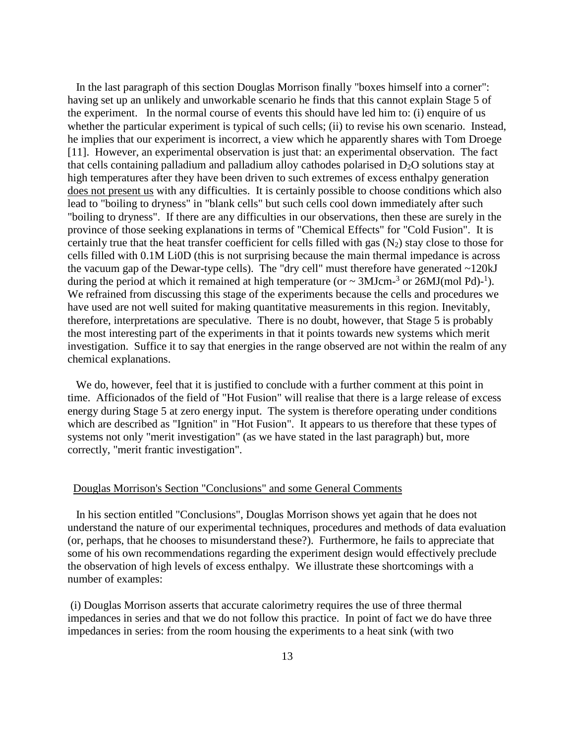In the last paragraph of this section Douglas Morrison finally "boxes himself into a corner": having set up an unlikely and unworkable scenario he finds that this cannot explain Stage 5 of the experiment. In the normal course of events this should have led him to: (i) enquire of us whether the particular experiment is typical of such cells; (ii) to revise his own scenario. Instead, he implies that our experiment is incorrect, a view which he apparently shares with Tom Droege [11]. However, an experimental observation is just that: an experimental observation. The fact that cells containing palladium and palladium alloy cathodes polarised in $D_2O$ solutions stay at high temperatures after they have been driven to such extremes of excess enthalpy generation <u>does not present us</u> with any difficulties. It is certainly possible to choose conditions which also lead to "boiling to dryness" in "blank cells" but such cells cool down immediately after such "boiling to dryness". If there are any difficulties in our observations, then these are surely in the province of those seeking explanations in terms of "Chemical Effects" for "Cold Fusion". It is certainly true that the heat transfer coefficient for cells filled with gas ($N_2$) stay close to those for cells filled with 0.1M Li0D (this is not surprising because the main thermal impedance is across the vacuum gap of the Dewar-type cells). The "dry cell" must therefore have generated ~120kJ during the period at which it remained at high temperature (or ~ $3MJcm^{-3}$ or $26MJ(mol\ Pd)^{-1}$). We refrained from discussing this stage of the experiments because the cells and procedures we have used are not well suited for making quantitative measurements in this region. Inevitably, therefore, interpretations are speculative. There is no doubt, however, that Stage 5 is probably the most interesting part of the experiments in that it points towards new systems which merit investigation. Suffice it to say that energies in the range observed are not within the realm of any chemical explanations.

We do, however, feel that it is justified to conclude with a further comment at this point in time. Afficionados of the field of "Hot Fusion" will realise that there is a large release of excess energy during Stage 5 at zero energy input. The system is therefore operating under conditions which are described as "Ignition" in "Hot Fusion". It appears to us therefore that these types of systems not only "merit investigation" (as we have stated in the last paragraph) but, more correctly, "merit frantic investigation".

## Douglas Morrison's Section "Conclusions" and some General Comments

In his section entitled "Conclusions", Douglas Morrison shows yet again that he does not understand the nature of our experimental techniques, procedures and methods of data evaluation (or, perhaps, that he chooses to misunderstand these?). Furthermore, he fails to appreciate that some of his own recommendations regarding the experiment design would effectively preclude the observation of high levels of excess enthalpy. We illustrate these shortcomings with a number of examples:

(i) Douglas Morrison asserts that accurate calorimetry requires the use of three thermal impedances in series and that we do not follow this practice. In point of fact we do have three impedances in series: from the room housing the experiments to a heat sink (with two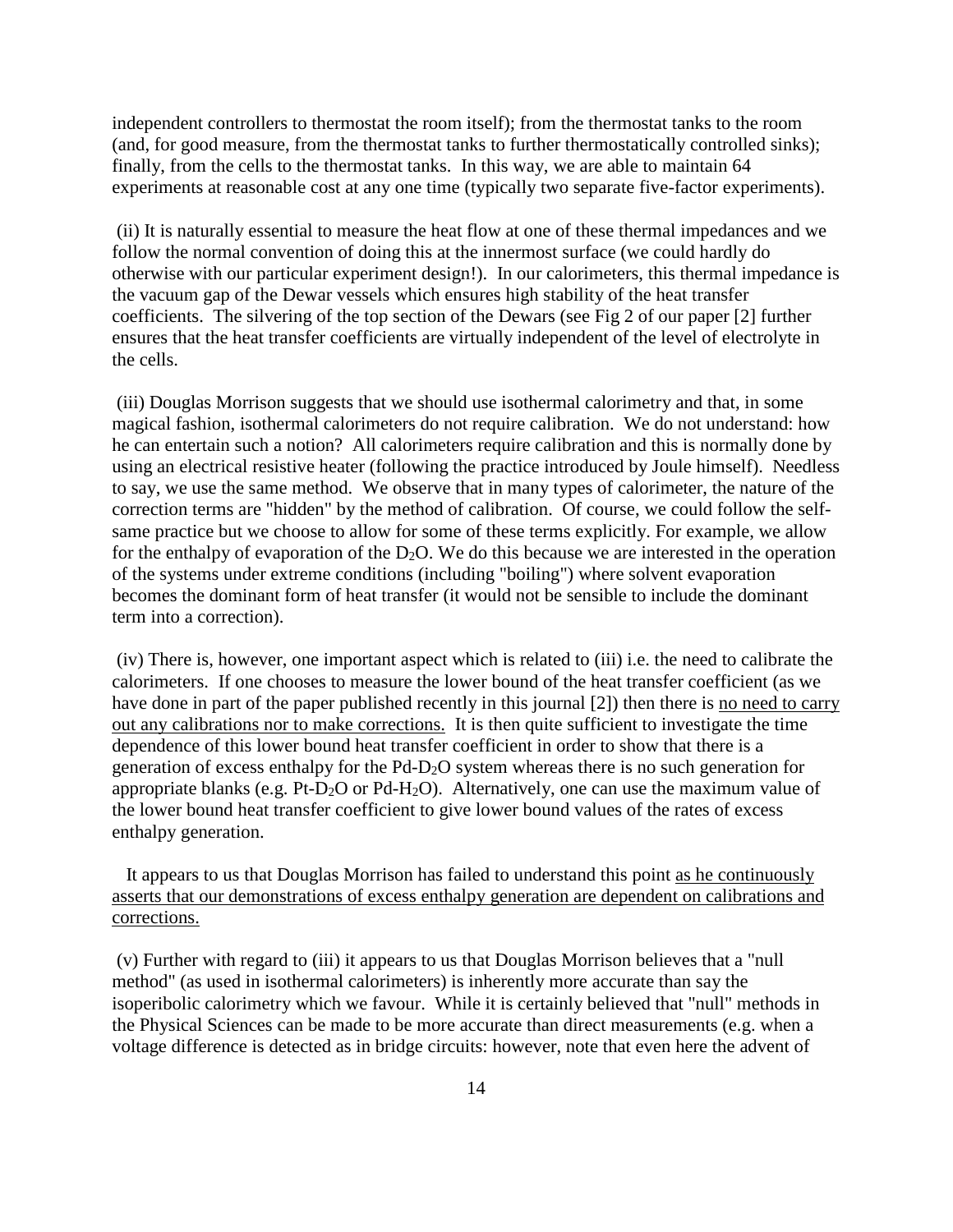independent controllers to thermostat the room itself); from the thermostat tanks to the room (and, for good measure, from the thermostat tanks to further thermostatically controlled sinks); finally, from the cells to the thermostat tanks. In this way, we are able to maintain 64 experiments at reasonable cost at any one time (typically two separate five-factor experiments).

(ii) It is naturally essential to measure the heat flow at one of these thermal impedances and we follow the normal convention of doing this at the innermost surface (we could hardly do otherwise with our particular experiment design!). In our calorimeters, this thermal impedance is the vacuum gap of the Dewar vessels which ensures high stability of the heat transfer coefficients. The silvering of the top section of the Dewars (see Fig 2 of our paper [2] further ensures that the heat transfer coefficients are virtually independent of the level of electrolyte in the cells.

(iii) Douglas Morrison suggests that we should use isothermal calorimetry and that, in some magical fashion, isothermal calorimeters do not require calibration. We do not understand: how he can entertain such a notion? All calorimeters require calibration and this is normally done by using an electrical resistive heater (following the practice introduced by Joule himself). Needless to say, we use the same method. We observe that in many types of calorimeter, the nature of the correction terms are "hidden" by the method of calibration. Of course, we could follow the self-same practice but we choose to allow for some of these terms explicitly. For example, we allow for the enthalpy of evaporation of the $D_2O$. We do this because we are interested in the operation of the systems under extreme conditions (including "boiling") where solvent evaporation becomes the dominant form of heat transfer (it would not be sensible to include the dominant term into a correction).

(iv) There is, however, one important aspect which is related to (iii) i.e. the need to calibrate the calorimeters. If one chooses to measure the lower bound of the heat transfer coefficient (as we have done in part of the paper published recently in this journal [2]) then there is <u>no need to carry out any calibrations nor to make corrections.</u> It is then quite sufficient to investigate the time dependence of this lower bound heat transfer coefficient in order to show that there is a generation of excess enthalpy for the Pd-$D_2O$ system whereas there is no such generation for appropriate blanks (e.g. Pt-$D_2O$ or Pd-$H_2O$). Alternatively, one can use the maximum value of the lower bound heat transfer coefficient to give lower bound values of the rates of excess enthalpy generation.

It appears to us that Douglas Morrison has failed to understand this point <u>as he continuously asserts that our demonstrations of excess enthalpy generation are dependent on calibrations and corrections.</u>

(v) Further with regard to (iii) it appears to us that Douglas Morrison believes that a "null method" (as used in isothermal calorimeters) is inherently more accurate than say the isoperibolic calorimetry which we favour. While it is certainly believed that "null" methods in the Physical Sciences can be made to be more accurate than direct measurements (e.g. when a voltage difference is detected as in bridge circuits: however, note that even here the advent of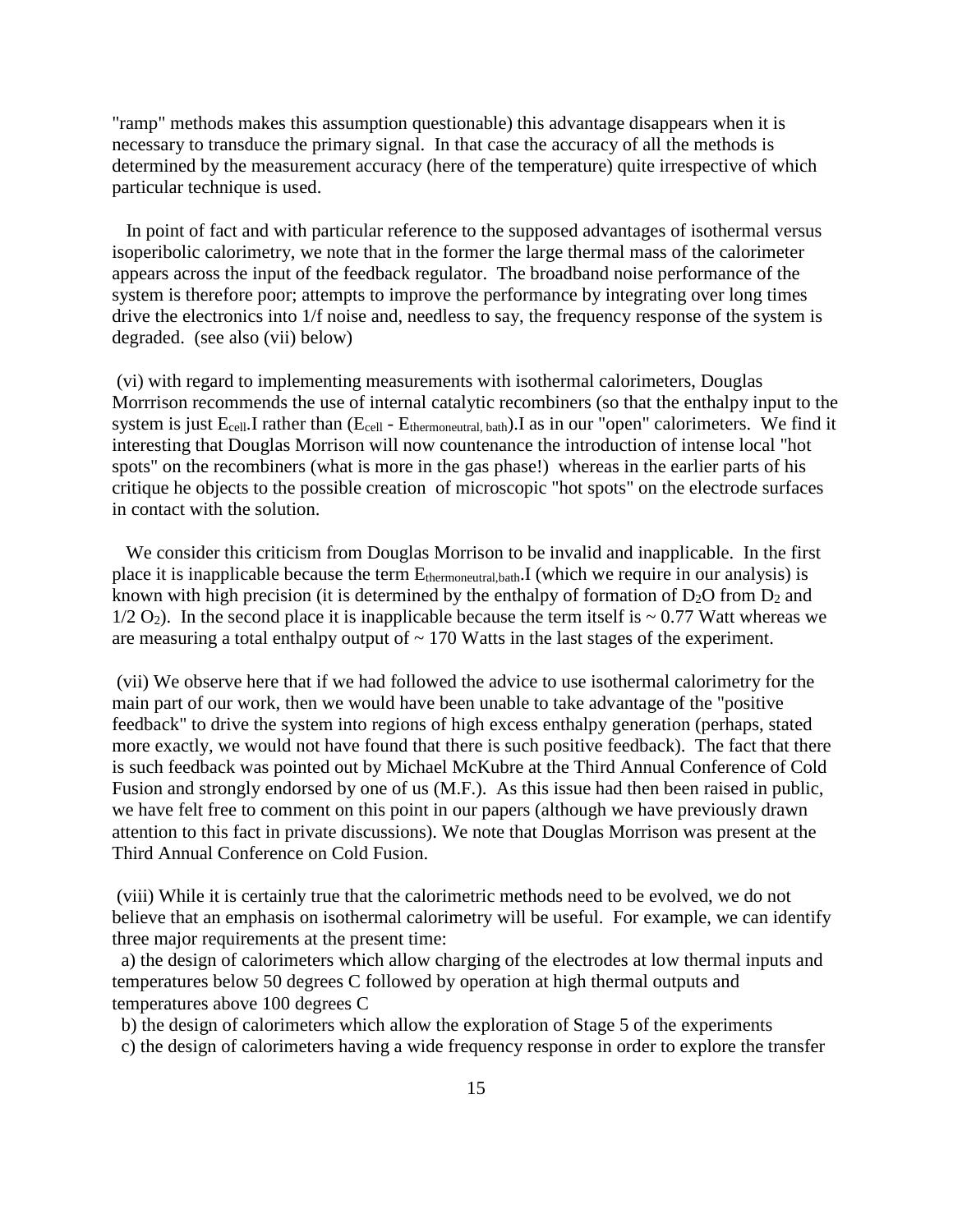"ramp" methods makes this assumption questionable) this advantage disappears when it is necessary to transduce the primary signal. In that case the accuracy of all the methods is determined by the measurement accuracy (here of the temperature) quite irrespective of which particular technique is used.

In point of fact and with particular reference to the supposed advantages of isothermal versus isoperibolic calorimetry, we note that in the former the large thermal mass of the calorimeter appears across the input of the feedback regulator. The broadband noise performance of the system is therefore poor; attempts to improve the performance by integrating over long times drive the electronics into 1/f noise and, needless to say, the frequency response of the system is degraded. (see also (vii) below)

(vi) with regard to implementing measurements with isothermal calorimeters, Douglas Morrrison recommends the use of internal catalytic recombiners (so that the enthalpy input to the system is just $E_{cell}.I$ rather than $(E_{cell} - E_{thermoneutral,\ bath}).I$ as in our "open" calorimeters. We find it interesting that Douglas Morrison will now countenance the introduction of intense local "hot spots" on the recombiners (what is more in the gas phase!) whereas in the earlier parts of his critique he objects to the possible creation of microscopic "hot spots" on the electrode surfaces in contact with the solution.

We consider this criticism from Douglas Morrison to be invalid and inapplicable. In the first place it is inapplicable because the term $E_{thermoneutral,bath}.I$ (which we require in our analysis) is known with high precision (it is determined by the enthalpy of formation of $D_2O$ from $D_2$ and $1/2\ O_2$). In the second place it is inapplicable because the term itself is ~ 0.77 Watt whereas we are measuring a total enthalpy output of ~ 170 Watts in the last stages of the experiment.

(vii) We observe here that if we had followed the advice to use isothermal calorimetry for the main part of our work, then we would have been unable to take advantage of the "positive feedback" to drive the system into regions of high excess enthalpy generation (perhaps, stated more exactly, we would not have found that there is such positive feedback). The fact that there is such feedback was pointed out by Michael McKubre at the Third Annual Conference of Cold Fusion and strongly endorsed by one of us (M.F.). As this issue had then been raised in public, we have felt free to comment on this point in our papers (although we have previously drawn attention to this fact in private discussions). We note that Douglas Morrison was present at the Third Annual Conference on Cold Fusion.

(viii) While it is certainly true that the calorimetric methods need to be evolved, we do not believe that an emphasis on isothermal calorimetry will be useful. For example, we can identify three major requirements at the present time:

a) the design of calorimeters which allow charging of the electrodes at low thermal inputs and temperatures below 50 degrees C followed by operation at high thermal outputs and temperatures above 100 degrees C

b) the design of calorimeters which allow the exploration of Stage 5 of the experiments

c) the design of calorimeters having a wide frequency response in order to explore the transfer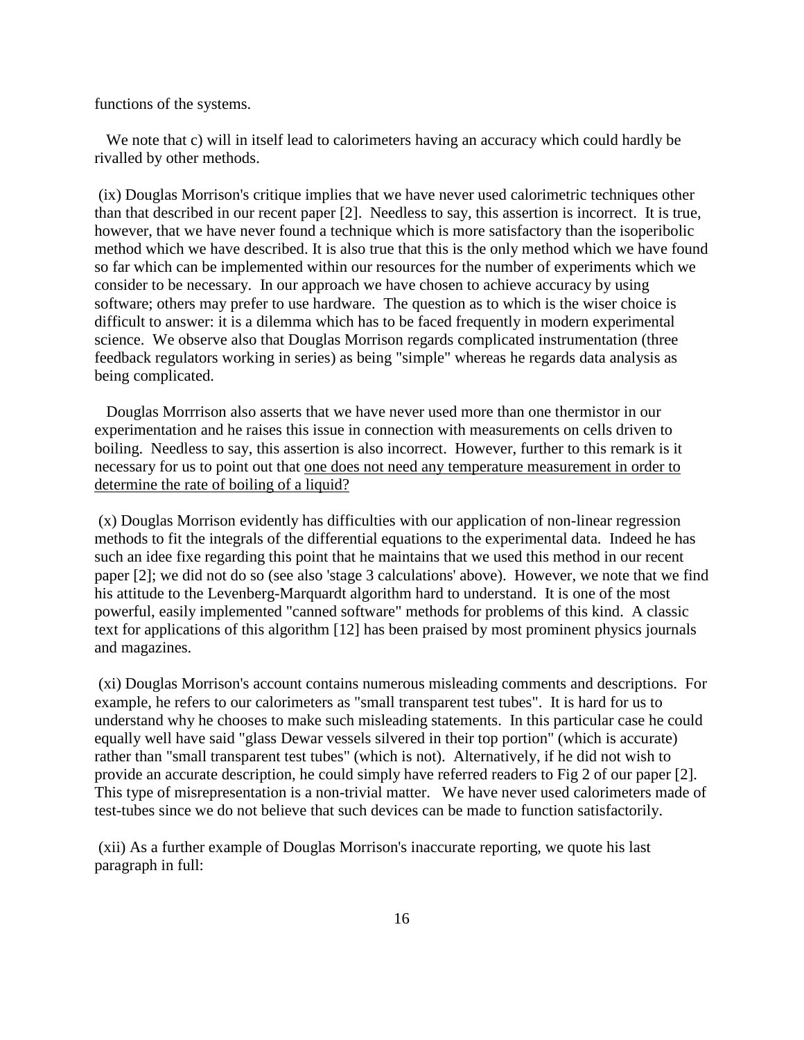functions of the systems.

We note that c) will in itself lead to calorimeters having an accuracy which could hardly be rivalled by other methods.

(ix) Douglas Morrison's critique implies that we have never used calorimetric techniques other than that described in our recent paper [2]. Needless to say, this assertion is incorrect. It is true, however, that we have never found a technique which is more satisfactory than the isoperibolic method which we have described. It is also true that this is the only method which we have found so far which can be implemented within our resources for the number of experiments which we consider to be necessary. In our approach we have chosen to achieve accuracy by using software; others may prefer to use hardware. The question as to which is the wiser choice is difficult to answer: it is a dilemma which has to be faced frequently in modern experimental science. We observe also that Douglas Morrison regards complicated instrumentation (three feedback regulators working in series) as being "simple" whereas he regards data analysis as being complicated.

Douglas Morrrison also asserts that we have never used more than one thermistor in our experimentation and he raises this issue in connection with measurements on cells driven to boiling. Needless to say, this assertion is also incorrect. However, further to this remark is it necessary for us to point out that <u>one does not need any temperature measurement in order to determine the rate of boiling of a liquid?</u>

(x) Douglas Morrison evidently has difficulties with our application of non-linear regression methods to fit the integrals of the differential equations to the experimental data. Indeed he has such an idee fixe regarding this point that he maintains that we used this method in our recent paper [2]; we did not do so (see also 'stage 3 calculations' above). However, we note that we find his attitude to the Levenberg-Marquardt algorithm hard to understand. It is one of the most powerful, easily implemented "canned software" methods for problems of this kind. A classic text for applications of this algorithm [12] has been praised by most prominent physics journals and magazines.

(xi) Douglas Morrison's account contains numerous misleading comments and descriptions. For example, he refers to our calorimeters as "small transparent test tubes". It is hard for us to understand why he chooses to make such misleading statements. In this particular case he could equally well have said "glass Dewar vessels silvered in their top portion" (which is accurate) rather than "small transparent test tubes" (which is not). Alternatively, if he did not wish to provide an accurate description, he could simply have referred readers to Fig 2 of our paper [2]. This type of misrepresentation is a non-trivial matter. We have never used calorimeters made of test-tubes since we do not believe that such devices can be made to function satisfactorily.

(xii) As a further example of Douglas Morrison's inaccurate reporting, we quote his last paragraph in full: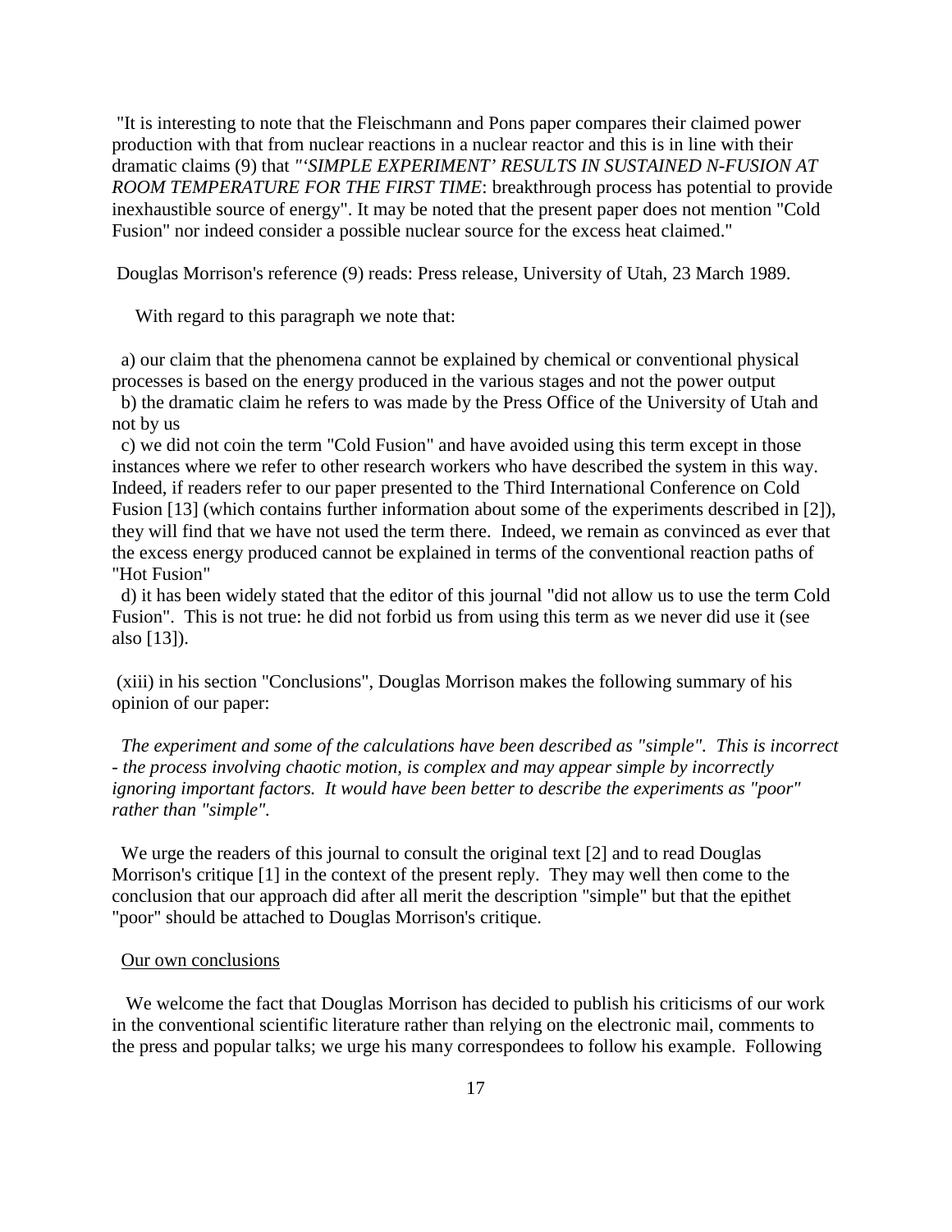"It is interesting to note that the Fleischmann and Pons paper compares their claimed power production with that from nuclear reactions in a nuclear reactor and this is in line with their dramatic claims (9) that *"'SIMPLE EXPERIMENT' RESULTS IN SUSTAINED N-FUSION AT ROOM TEMPERATURE FOR THE FIRST TIME*: breakthrough process has potential to provide inexhaustible source of energy". It may be noted that the present paper does not mention "Cold Fusion" nor indeed consider a possible nuclear source for the excess heat claimed."

Douglas Morrison's reference (9) reads: Press release, University of Utah, 23 March 1989.

With regard to this paragraph we note that:

a) our claim that the phenomena cannot be explained by chemical or conventional physical processes is based on the energy produced in the various stages and not the power output
b) the dramatic claim he refers to was made by the Press Office of the University of Utah and not by us
c) we did not coin the term "Cold Fusion" and have avoided using this term except in those instances where we refer to other research workers who have described the system in this way. Indeed, if readers refer to our paper presented to the Third International Conference on Cold Fusion [13] (which contains further information about some of the experiments described in [2]), they will find that we have not used the term there. Indeed, we remain as convinced as ever that the excess energy produced cannot be explained in terms of the conventional reaction paths of "Hot Fusion"
d) it has been widely stated that the editor of this journal "did not allow us to use the term Cold Fusion". This is not true: he did not forbid us from using this term as we never did use it (see also [13]).

(xiii) in his section "Conclusions", Douglas Morrison makes the following summary of his opinion of our paper:

*The experiment and some of the calculations have been described as "simple". This is incorrect - the process involving chaotic motion, is complex and may appear simple by incorrectly ignoring important factors. It would have been better to describe the experiments as "poor" rather than "simple".*

We urge the readers of this journal to consult the original text [2] and to read Douglas Morrison's critique [1] in the context of the present reply. They may well then come to the conclusion that our approach did after all merit the description "simple" but that the epithet "poor" should be attached to Douglas Morrison's critique.

## Our own conclusions

We welcome the fact that Douglas Morrison has decided to publish his criticisms of our work in the conventional scientific literature rather than relying on the electronic mail, comments to the press and popular talks; we urge his many correspondees to follow his example. Following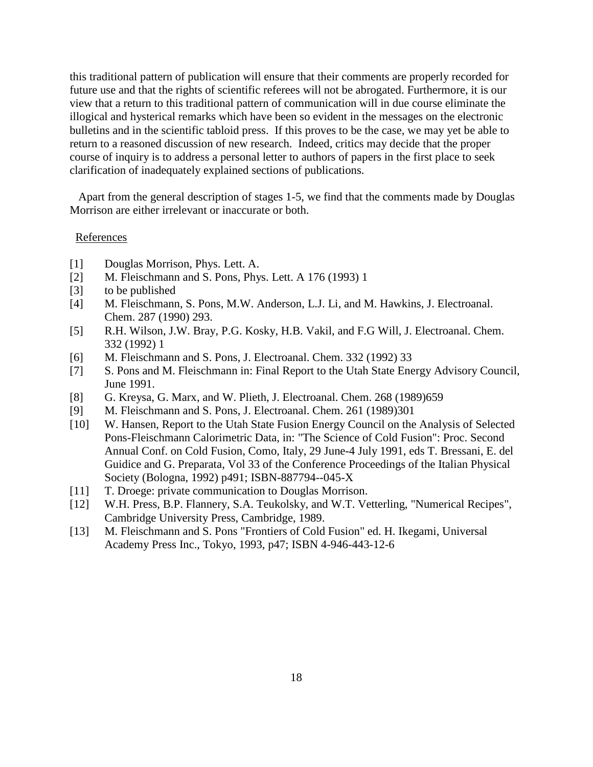this traditional pattern of publication will ensure that their comments are properly recorded for future use and that the rights of scientific referees will not be abrogated. Furthermore, it is our view that a return to this traditional pattern of communication will in due course eliminate the illogical and hysterical remarks which have been so evident in the messages on the electronic bulletins and in the scientific tabloid press. If this proves to be the case, we may yet be able to return to a reasoned discussion of new research. Indeed, critics may decide that the proper course of inquiry is to address a personal letter to authors of papers in the first place to seek clarification of inadequately explained sections of publications.

Apart from the general description of stages 1-5, we find that the comments made by Douglas Morrison are either irrelevant or inaccurate or both.

References

- [1] Douglas Morrison, Phys. Lett. A.
- [2] M. Fleischmann and S. Pons, Phys. Lett. A 176 (1993) 1
- [3] to be published
- [4] M. Fleischmann, S. Pons, M.W. Anderson, L.J. Li, and M. Hawkins, J. Electroanal. Chem. 287 (1990) 293.
- [5] R.H. Wilson, J.W. Bray, P.G. Kosky, H.B. Vakil, and F.G Will, J. Electroanal. Chem. 332 (1992) 1
- [6] M. Fleischmann and S. Pons, J. Electroanal. Chem. 332 (1992) 33
- [7] S. Pons and M. Fleischmann in: Final Report to the Utah State Energy Advisory Council, June 1991.
- [8] G. Kreysa, G. Marx, and W. Plieth, J. Electroanal. Chem. 268 (1989)659
- [9] M. Fleischmann and S. Pons, J. Electroanal. Chem. 261 (1989)301
- [10] W. Hansen, Report to the Utah State Fusion Energy Council on the Analysis of Selected Pons-Fleischmann Calorimetric Data, in: "The Science of Cold Fusion": Proc. Second Annual Conf. on Cold Fusion, Como, Italy, 29 June-4 July 1991, eds T. Bressani, E. del Guidice and G. Preparata, Vol 33 of the Conference Proceedings of the Italian Physical Society (Bologna, 1992) p491; ISBN-887794--045-X
- [11] T. Droege: private communication to Douglas Morrison.
- [12] W.H. Press, B.P. Flannery, S.A. Teukolsky, and W.T. Vetterling, "Numerical Recipes", Cambridge University Press, Cambridge, 1989.
- [13] M. Fleischmann and S. Pons "Frontiers of Cold Fusion" ed. H. Ikegami, Universal Academy Press Inc., Tokyo, 1993, p47; ISBN 4-946-443-12-6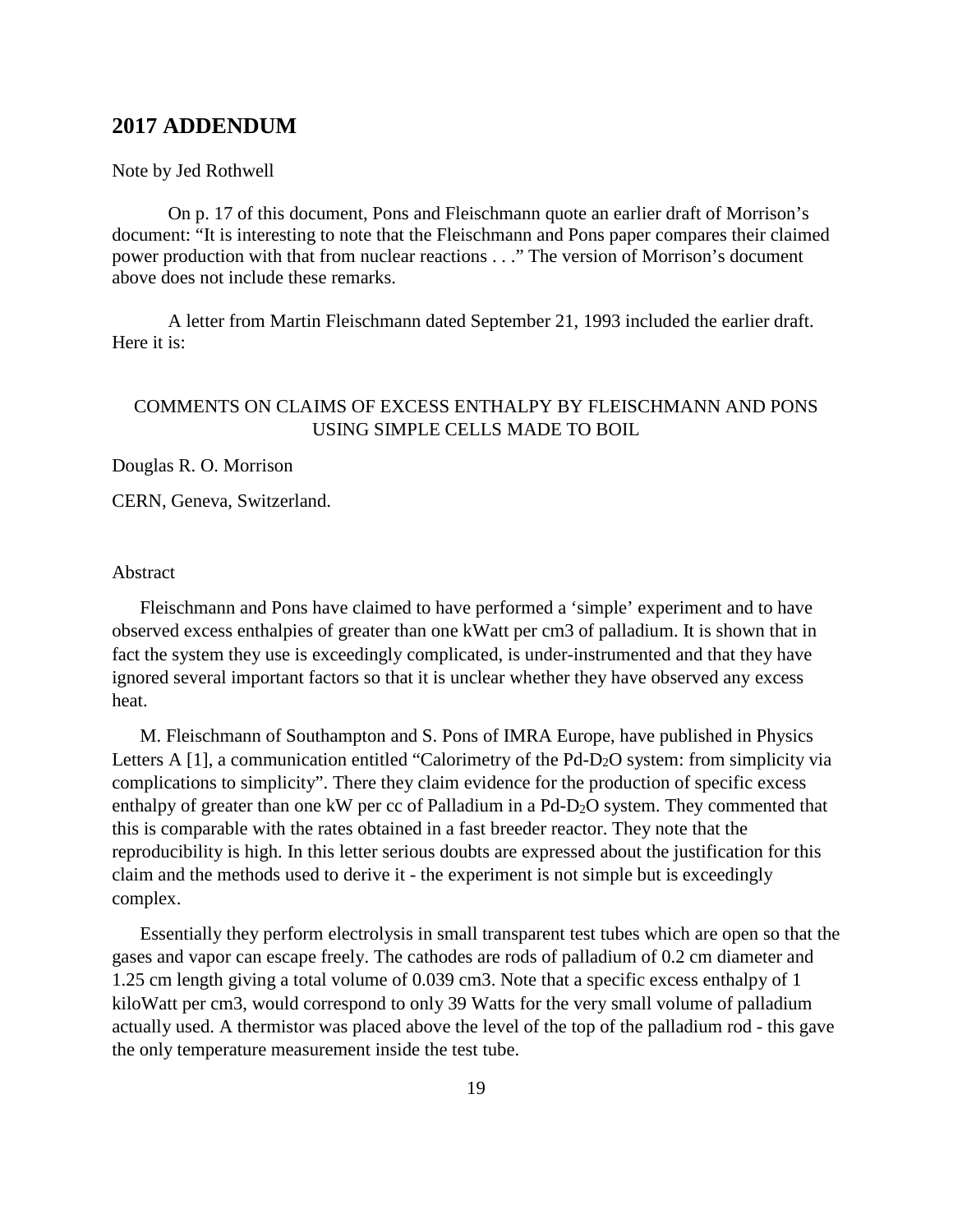## 2017 ADDENDUM

Note by Jed Rothwell

On p. 17 of this document, Pons and Fleischmann quote an earlier draft of Morrison's document: "It is interesting to note that the Fleischmann and Pons paper compares their claimed power production with that from nuclear reactions . . ." The version of Morrison's document above does not include these remarks.

A letter from Martin Fleischmann dated September 21, 1993 included the earlier draft. Here it is:

### COMMENTS ON CLAIMS OF EXCESS ENTHALPY BY FLEISCHMANN AND PONS USING SIMPLE CELLS MADE TO BOIL

Douglas R. O. Morrison

CERN, Geneva, Switzerland.

Abstract

Fleischmann and Pons have claimed to have performed a 'simple' experiment and to have observed excess enthalpies of greater than one kWatt per cm3 of palladium. It is shown that in fact the system they use is exceedingly complicated, is under-instrumented and that they have ignored several important factors so that it is unclear whether they have observed any excess heat.

M. Fleischmann of Southampton and S. Pons of IMRA Europe, have published in Physics Letters A [1], a communication entitled "Calorimetry of the Pd-$D_2O$ system: from simplicity via complications to simplicity". There they claim evidence for the production of specific excess enthalpy of greater than one kW per cc of Palladium in a Pd-$D_2O$ system. They commented that this is comparable with the rates obtained in a fast breeder reactor. They note that the reproducibility is high. In this letter serious doubts are expressed about the justification for this claim and the methods used to derive it - the experiment is not simple but is exceedingly complex.

Essentially they perform electrolysis in small transparent test tubes which are open so that the gases and vapor can escape freely. The cathodes are rods of palladium of 0.2 cm diameter and 1.25 cm length giving a total volume of 0.039 cm3. Note that a specific excess enthalpy of 1 kiloWatt per cm3, would correspond to only 39 Watts for the very small volume of palladium actually used. A thermistor was placed above the level of the top of the palladium rod - this gave the only temperature measurement inside the test tube.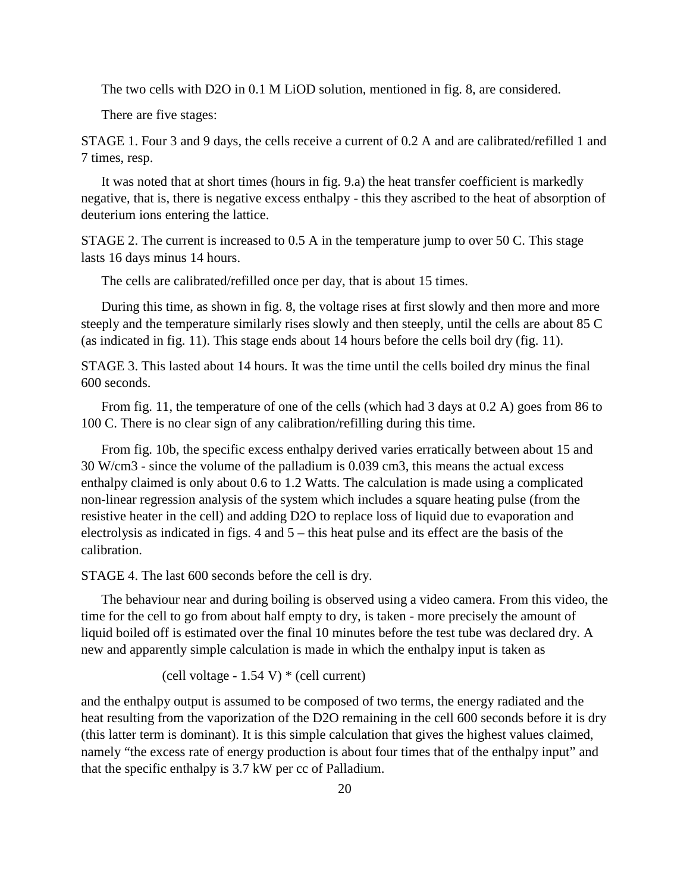The two cells with $D_2O$ in 0.1 M LiOD solution, mentioned in fig. 8, are considered.

There are five stages:

STAGE 1. Four 3 and 9 days, the cells receive a current of 0.2 A and are calibrated/refilled 1 and 7 times, resp.

It was noted that at short times (hours in fig. 9.a) the heat transfer coefficient is markedly negative, that is, there is negative excess enthalpy - this they ascribed to the heat of absorption of deuterium ions entering the lattice.

STAGE 2. The current is increased to 0.5 A in the temperature jump to over 50 C. This stage lasts 16 days minus 14 hours.

The cells are calibrated/refilled once per day, that is about 15 times.

During this time, as shown in fig. 8, the voltage rises at first slowly and then more and more steeply and the temperature similarly rises slowly and then steeply, until the cells are about 85 C (as indicated in fig. 11). This stage ends about 14 hours before the cells boil dry (fig. 11).

STAGE 3. This lasted about 14 hours. It was the time until the cells boiled dry minus the final 600 seconds.

From fig. 11, the temperature of one of the cells (which had 3 days at 0.2 A) goes from 86 to 100 C. There is no clear sign of any calibration/refilling during this time.

From fig. 10b, the specific excess enthalpy derived varies erratically between about 15 and 30 W/cm3 - since the volume of the palladium is 0.039 cm3, this means the actual excess enthalpy claimed is only about 0.6 to 1.2 Watts. The calculation is made using a complicated non-linear regression analysis of the system which includes a square heating pulse (from the resistive heater in the cell) and adding $D_2O$ to replace loss of liquid due to evaporation and electrolysis as indicated in figs. 4 and 5 – this heat pulse and its effect are the basis of the calibration.

STAGE 4. The last 600 seconds before the cell is dry.

The behaviour near and during boiling is observed using a video camera. From this video, the time for the cell to go from about half empty to dry, is taken - more precisely the amount of liquid boiled off is estimated over the final 10 minutes before the test tube was declared dry. A new and apparently simple calculation is made in which the enthalpy input is taken as

(cell voltage - 1.54 V) * (cell current)

and the enthalpy output is assumed to be composed of two terms, the energy radiated and the heat resulting from the vaporization of the $D_2O$ remaining in the cell 600 seconds before it is dry (this latter term is dominant). It is this simple calculation that gives the highest values claimed, namely "the excess rate of energy production is about four times that of the enthalpy input" and that the specific enthalpy is 3.7 kW per cc of Palladium.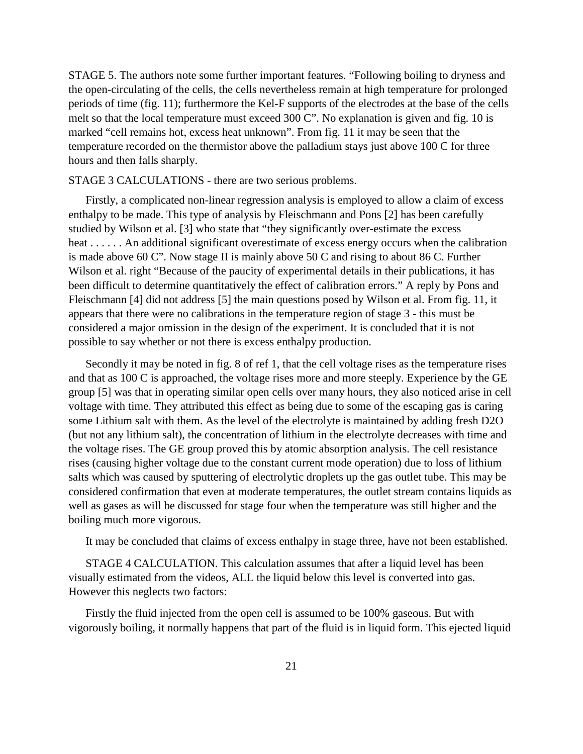STAGE 5. The authors note some further important features. "Following boiling to dryness and the open-circulating of the cells, the cells nevertheless remain at high temperature for prolonged periods of time (fig. 11); furthermore the Kel-F supports of the electrodes at the base of the cells melt so that the local temperature must exceed 300 C". No explanation is given and fig. 10 is marked "cell remains hot, excess heat unknown". From fig. 11 it may be seen that the temperature recorded on the thermistor above the palladium stays just above 100 C for three hours and then falls sharply.

STAGE 3 CALCULATIONS - there are two serious problems.

Firstly, a complicated non-linear regression analysis is employed to allow a claim of excess enthalpy to be made. This type of analysis by Fleischmann and Pons [2] has been carefully studied by Wilson et al. [3] who state that "they significantly over-estimate the excess heat . . . . . . An additional significant overestimate of excess energy occurs when the calibration is made above 60 C". Now stage II is mainly above 50 C and rising to about 86 C. Further Wilson et al. right "Because of the paucity of experimental details in their publications, it has been difficult to determine quantitatively the effect of calibration errors." A reply by Pons and Fleischmann [4] did not address [5] the main questions posed by Wilson et al. From fig. 11, it appears that there were no calibrations in the temperature region of stage 3 - this must be considered a major omission in the design of the experiment. It is concluded that it is not possible to say whether or not there is excess enthalpy production.

Secondly it may be noted in fig. 8 of ref 1, that the cell voltage rises as the temperature rises and that as 100 C is approached, the voltage rises more and more steeply. Experience by the GE group [5] was that in operating similar open cells over many hours, they also noticed arise in cell voltage with time. They attributed this effect as being due to some of the escaping gas is caring some Lithium salt with them. As the level of the electrolyte is maintained by adding fresh D2O (but not any lithium salt), the concentration of lithium in the electrolyte decreases with time and the voltage rises. The GE group proved this by atomic absorption analysis. The cell resistance rises (causing higher voltage due to the constant current mode operation) due to loss of lithium salts which was caused by sputtering of electrolytic droplets up the gas outlet tube. This may be considered confirmation that even at moderate temperatures, the outlet stream contains liquids as well as gases as will be discussed for stage four when the temperature was still higher and the boiling much more vigorous.

It may be concluded that claims of excess enthalpy in stage three, have not been established.

STAGE 4 CALCULATION. This calculation assumes that after a liquid level has been visually estimated from the videos, ALL the liquid below this level is converted into gas. However this neglects two factors:

Firstly the fluid injected from the open cell is assumed to be 100% gaseous. But with vigorously boiling, it normally happens that part of the fluid is in liquid form. This ejected liquid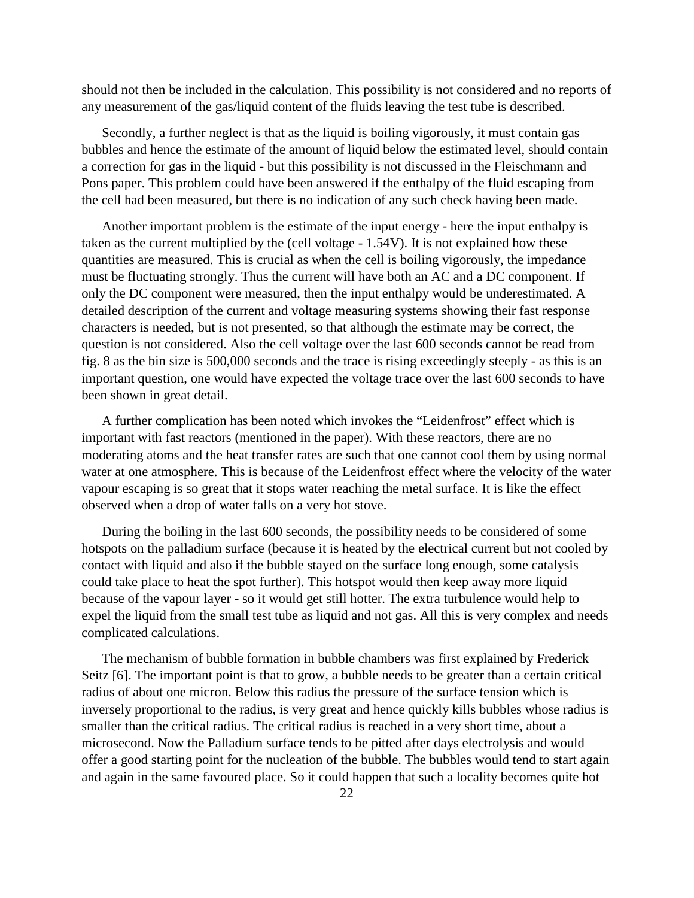should not then be included in the calculation. This possibility is not considered and no reports of any measurement of the gas/liquid content of the fluids leaving the test tube is described.

Secondly, a further neglect is that as the liquid is boiling vigorously, it must contain gas bubbles and hence the estimate of the amount of liquid below the estimated level, should contain a correction for gas in the liquid - but this possibility is not discussed in the Fleischmann and Pons paper. This problem could have been answered if the enthalpy of the fluid escaping from the cell had been measured, but there is no indication of any such check having been made.

Another important problem is the estimate of the input energy - here the input enthalpy is taken as the current multiplied by the (cell voltage - 1.54V). It is not explained how these quantities are measured. This is crucial as when the cell is boiling vigorously, the impedance must be fluctuating strongly. Thus the current will have both an AC and a DC component. If only the DC component were measured, then the input enthalpy would be underestimated. A detailed description of the current and voltage measuring systems showing their fast response characters is needed, but is not presented, so that although the estimate may be correct, the question is not considered. Also the cell voltage over the last 600 seconds cannot be read from fig. 8 as the bin size is 500,000 seconds and the trace is rising exceedingly steeply - as this is an important question, one would have expected the voltage trace over the last 600 seconds to have been shown in great detail.

A further complication has been noted which invokes the "Leidenfrost" effect which is important with fast reactors (mentioned in the paper). With these reactors, there are no moderating atoms and the heat transfer rates are such that one cannot cool them by using normal water at one atmosphere. This is because of the Leidenfrost effect where the velocity of the water vapour escaping is so great that it stops water reaching the metal surface. It is like the effect observed when a drop of water falls on a very hot stove.

During the boiling in the last 600 seconds, the possibility needs to be considered of some hotspots on the palladium surface (because it is heated by the electrical current but not cooled by contact with liquid and also if the bubble stayed on the surface long enough, some catalysis could take place to heat the spot further). This hotspot would then keep away more liquid because of the vapour layer - so it would get still hotter. The extra turbulence would help to expel the liquid from the small test tube as liquid and not gas. All this is very complex and needs complicated calculations.

The mechanism of bubble formation in bubble chambers was first explained by Frederick Seitz [6]. The important point is that to grow, a bubble needs to be greater than a certain critical radius of about one micron. Below this radius the pressure of the surface tension which is inversely proportional to the radius, is very great and hence quickly kills bubbles whose radius is smaller than the critical radius. The critical radius is reached in a very short time, about a microsecond. Now the Palladium surface tends to be pitted after days electrolysis and would offer a good starting point for the nucleation of the bubble. The bubbles would tend to start again and again in the same favoured place. So it could happen that such a locality becomes quite hot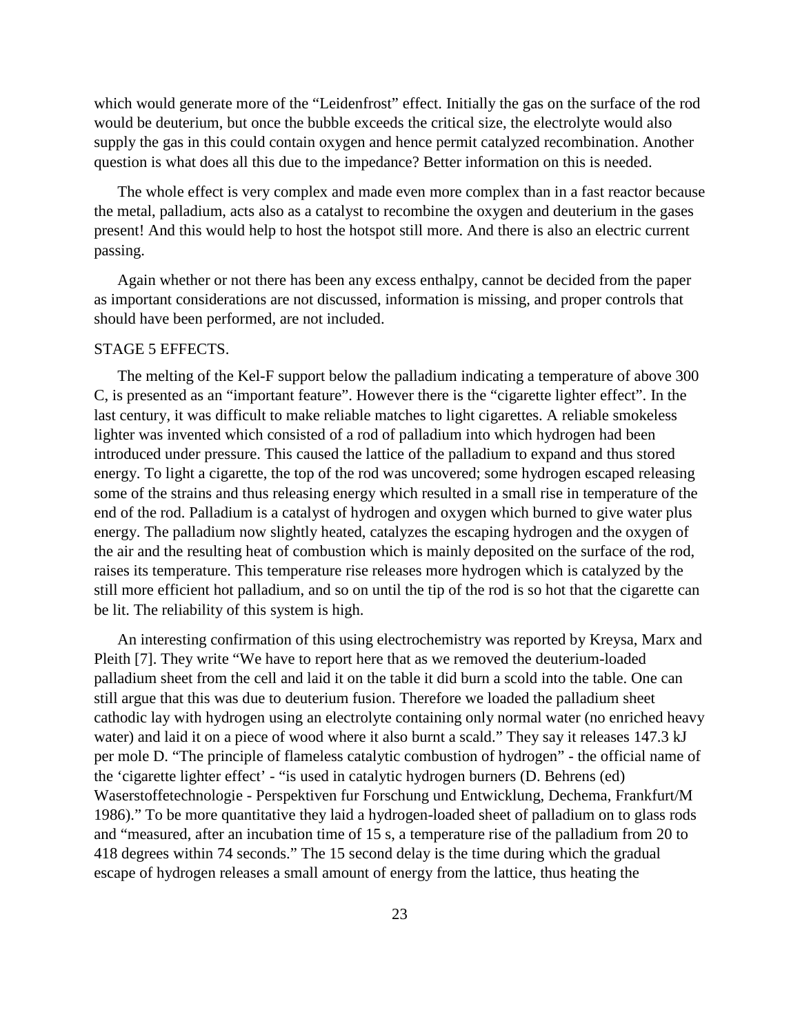which would generate more of the "Leidenfrost" effect. Initially the gas on the surface of the rod would be deuterium, but once the bubble exceeds the critical size, the electrolyte would also supply the gas in this could contain oxygen and hence permit catalyzed recombination. Another question is what does all this due to the impedance? Better information on this is needed.

The whole effect is very complex and made even more complex than in a fast reactor because the metal, palladium, acts also as a catalyst to recombine the oxygen and deuterium in the gases present! And this would help to host the hotspot still more. And there is also an electric current passing.

Again whether or not there has been any excess enthalpy, cannot be decided from the paper as important considerations are not discussed, information is missing, and proper controls that should have been performed, are not included.

STAGE 5 EFFECTS.

The melting of the Kel-F support below the palladium indicating a temperature of above 300 C, is presented as an "important feature". However there is the "cigarette lighter effect". In the last century, it was difficult to make reliable matches to light cigarettes. A reliable smokeless lighter was invented which consisted of a rod of palladium into which hydrogen had been introduced under pressure. This caused the lattice of the palladium to expand and thus stored energy. To light a cigarette, the top of the rod was uncovered; some hydrogen escaped releasing some of the strains and thus releasing energy which resulted in a small rise in temperature of the end of the rod. Palladium is a catalyst of hydrogen and oxygen which burned to give water plus energy. The palladium now slightly heated, catalyzes the escaping hydrogen and the oxygen of the air and the resulting heat of combustion which is mainly deposited on the surface of the rod, raises its temperature. This temperature rise releases more hydrogen which is catalyzed by the still more efficient hot palladium, and so on until the tip of the rod is so hot that the cigarette can be lit. The reliability of this system is high.

An interesting confirmation of this using electrochemistry was reported by Kreysa, Marx and Pleith [7]. They write "We have to report here that as we removed the deuterium-loaded palladium sheet from the cell and laid it on the table it did burn a scold into the table. One can still argue that this was due to deuterium fusion. Therefore we loaded the palladium sheet cathodic lay with hydrogen using an electrolyte containing only normal water (no enriched heavy water) and laid it on a piece of wood where it also burnt a scald." They say it releases 147.3 kJ per mole D. "The principle of flameless catalytic combustion of hydrogen" - the official name of the 'cigarette lighter effect' - "is used in catalytic hydrogen burners (D. Behrens (ed) Waserstoffetechnologie - Perspektiven fur Forschung und Entwicklung, Dechema, Frankfurt/M 1986)." To be more quantitative they laid a hydrogen-loaded sheet of palladium on to glass rods and "measured, after an incubation time of 15 s, a temperature rise of the palladium from 20 to 418 degrees within 74 seconds." The 15 second delay is the time during which the gradual escape of hydrogen releases a small amount of energy from the lattice, thus heating the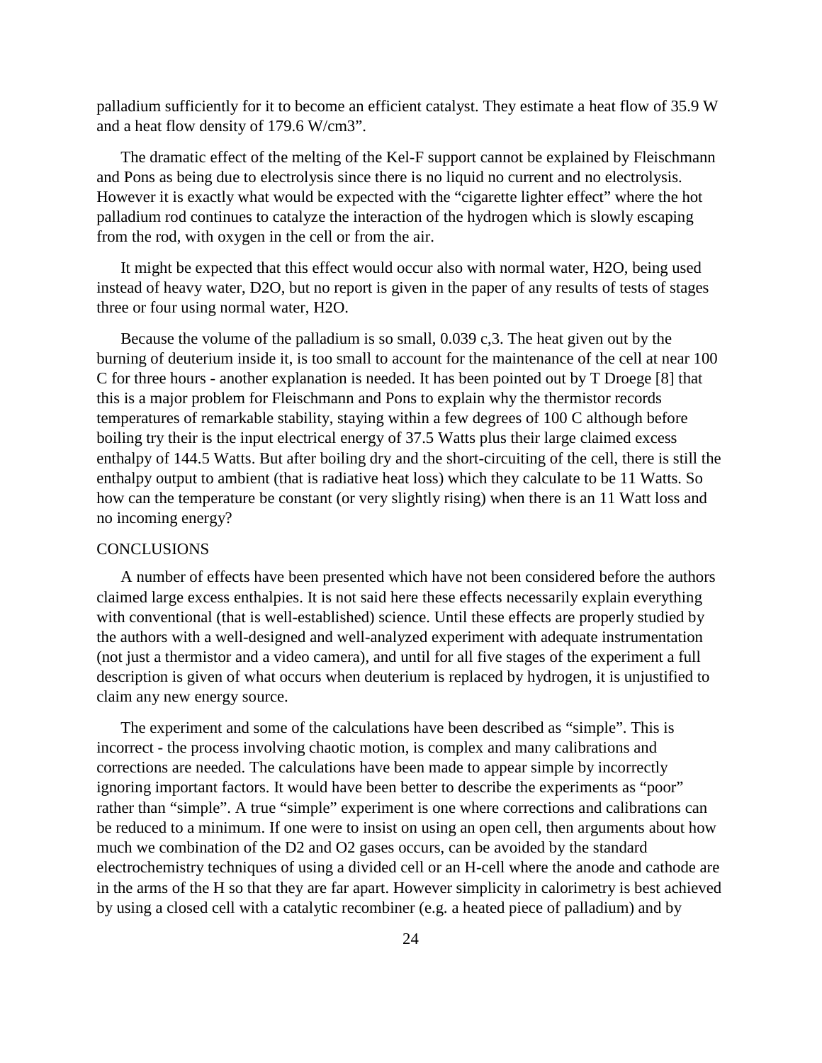palladium sufficiently for it to become an efficient catalyst. They estimate a heat flow of 35.9 W and a heat flow density of 179.6 W/cm3".

The dramatic effect of the melting of the Kel-F support cannot be explained by Fleischmann and Pons as being due to electrolysis since there is no liquid no current and no electrolysis. However it is exactly what would be expected with the "cigarette lighter effect" where the hot palladium rod continues to catalyze the interaction of the hydrogen which is slowly escaping from the rod, with oxygen in the cell or from the air.

It might be expected that this effect would occur also with normal water, $H_2O$, being used instead of heavy water, $D_2O$, but no report is given in the paper of any results of tests of stages three or four using normal water, $H_2O$.

Because the volume of the palladium is so small, 0.039 c,3. The heat given out by the burning of deuterium inside it, is too small to account for the maintenance of the cell at near 100 C for three hours - another explanation is needed. It has been pointed out by T Droege [8] that this is a major problem for Fleischmann and Pons to explain why the thermistor records temperatures of remarkable stability, staying within a few degrees of 100 C although before boiling try their is the input electrical energy of 37.5 Watts plus their large claimed excess enthalpy of 144.5 Watts. But after boiling dry and the short-circuiting of the cell, there is still the enthalpy output to ambient (that is radiative heat loss) which they calculate to be 11 Watts. So how can the temperature be constant (or very slightly rising) when there is an 11 Watt loss and no incoming energy?

## CONCLUSIONS

A number of effects have been presented which have not been considered before the authors claimed large excess enthalpies. It is not said here these effects necessarily explain everything with conventional (that is well-established) science. Until these effects are properly studied by the authors with a well-designed and well-analyzed experiment with adequate instrumentation (not just a thermistor and a video camera), and until for all five stages of the experiment a full description is given of what occurs when deuterium is replaced by hydrogen, it is unjustified to claim any new energy source.

The experiment and some of the calculations have been described as "simple". This is incorrect - the process involving chaotic motion, is complex and many calibrations and corrections are needed. The calculations have been made to appear simple by incorrectly ignoring important factors. It would have been better to describe the experiments as "poor" rather than "simple". A true "simple" experiment is one where corrections and calibrations can be reduced to a minimum. If one were to insist on using an open cell, then arguments about how much we combination of the $D_2$ and $O_2$ gases occurs, can be avoided by the standard electrochemistry techniques of using a divided cell or an H-cell where the anode and cathode are in the arms of the H so that they are far apart. However simplicity in calorimetry is best achieved by using a closed cell with a catalytic recombiner (e.g. a heated piece of palladium) and by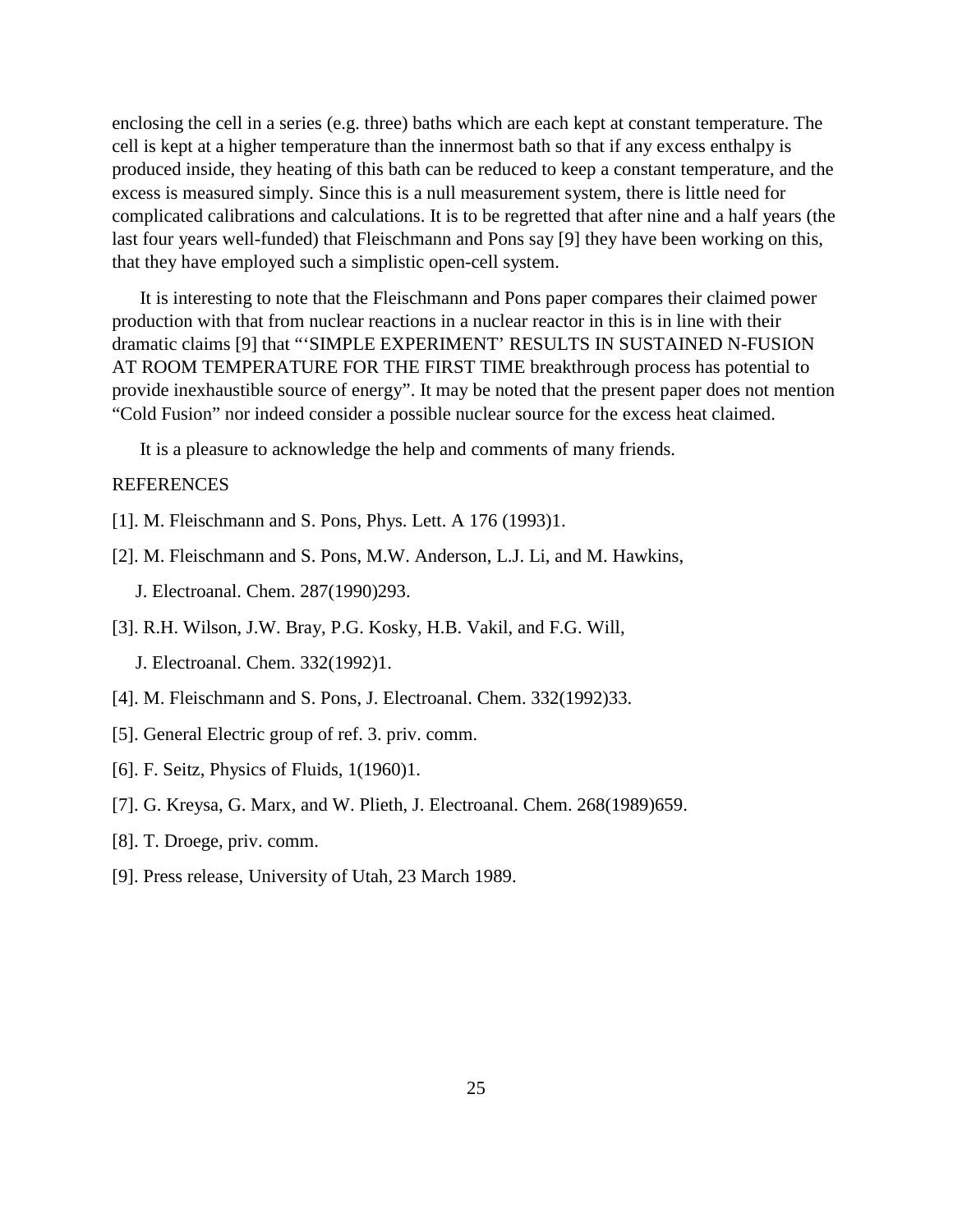enclosing the cell in a series (e.g. three) baths which are each kept at constant temperature. The cell is kept at a higher temperature than the innermost bath so that if any excess enthalpy is produced inside, they heating of this bath can be reduced to keep a constant temperature, and the excess is measured simply. Since this is a null measurement system, there is little need for complicated calibrations and calculations. It is to be regretted that after nine and a half years (the last four years well-funded) that Fleischmann and Pons say [9] they have been working on this, that they have employed such a simplistic open-cell system.

It is interesting to note that the Fleischmann and Pons paper compares their claimed power production with that from nuclear reactions in a nuclear reactor in this is in line with their dramatic claims [9] that "'SIMPLE EXPERIMENT' RESULTS IN SUSTAINED N-FUSION AT ROOM TEMPERATURE FOR THE FIRST TIME breakthrough process has potential to provide inexhaustible source of energy". It may be noted that the present paper does not mention "Cold Fusion" nor indeed consider a possible nuclear source for the excess heat claimed.

It is a pleasure to acknowledge the help and comments of many friends.

REFERENCES

[1]. M. Fleischmann and S. Pons, Phys. Lett. A 176 (1993)1.

[2]. M. Fleischmann and S. Pons, M.W. Anderson, L.J. Li, and M. Hawkins, J. Electroanal. Chem. 287(1990)293.

[3]. R.H. Wilson, J.W. Bray, P.G. Kosky, H.B. Vakil, and F.G. Will, J. Electroanal. Chem. 332(1992)1.

[4]. M. Fleischmann and S. Pons, J. Electroanal. Chem. 332(1992)33.

[5]. General Electric group of ref. 3. priv. comm.

[6]. F. Seitz, Physics of Fluids, 1(1960)1.

[7]. G. Kreysa, G. Marx, and W. Plieth, J. Electroanal. Chem. 268(1989)659.

[8]. T. Droege, priv. comm.

[9]. Press release, University of Utah, 23 March 1989.